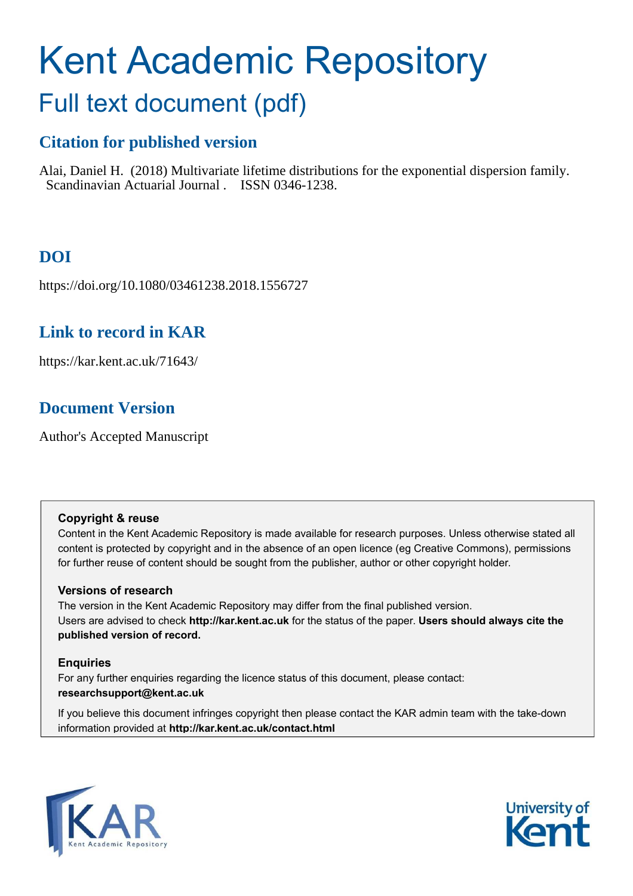# Kent Academic Repository

## Full text document (pdf)

### Citation for published version

Alai, Daniel H. (2018) Multivariate lifetime distributions for the exponential dispersion family. Scandinavian Actuarial Journal . ISSN 0346-1238.

### DOI

https://doi.org/10.1080/03461238.2018.1556727

### Link to record in KAR

https://kar.kent.ac.uk/71643/

### Document Version

Author's Accepted Manuscript

**Copyright & reuse**

Content in the Kent Academic Repository is made available for research purposes. Unless otherwise stated all content is protected by copyright and in the absence of an open licence (eg Creative Commons), permissions for further reuse of content should be sought from the publisher, author or other copyright holder.

**Versions of research**

The version in the Kent Academic Repository may differ from the final published version. Users are advised to check **http://kar.kent.ac.uk** for the status of the paper. **Users should always cite the published version of record.**

**Enquiries**

For any further enquiries regarding the licence status of this document, please contact: **researchsupport@kent.ac.uk**

If you believe this document infringes copyright then please contact the KAR admin team with the take-down information provided at **http://kar.kent.ac.uk/contact.html**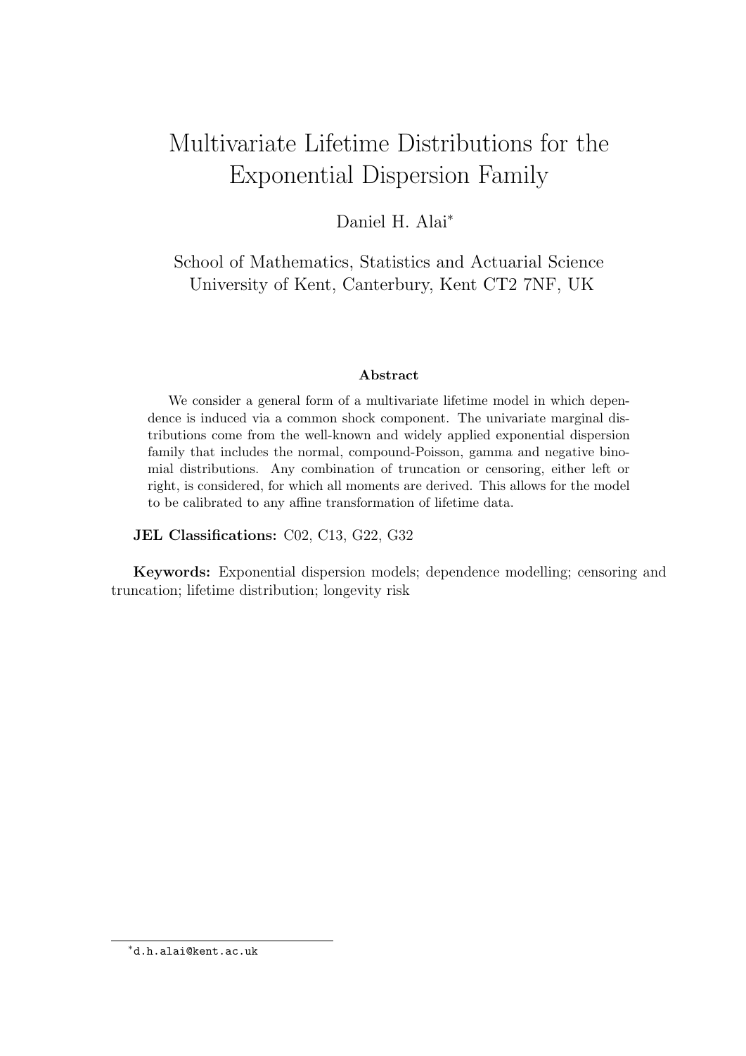# Multivariate Lifetime Distributions for the Exponential Dispersion Family

Daniel H. Alai[*]

School of Mathematics, Statistics and Actuarial Science
University of Kent, Canterbury, Kent CT2 7NF, UK

### Abstract

We consider a general form of a multivariate lifetime model in which dependence is induced via a common shock component. The univariate marginal distributions come from the well-known and widely applied exponential dispersion family that includes the normal, compound-Poisson, gamma and negative binomial distributions. Any combination of truncation or censoring, either left or right, is considered, for which all moments are derived. This allows for the model to be calibrated to any affine transformation of lifetime data.

**JEL Classifications:** C02, C13, G22, G32

**Keywords:** Exponential dispersion models; dependence modelling; censoring and truncation; lifetime distribution; longevity risk

[*] d.h.alai@kent.ac.uk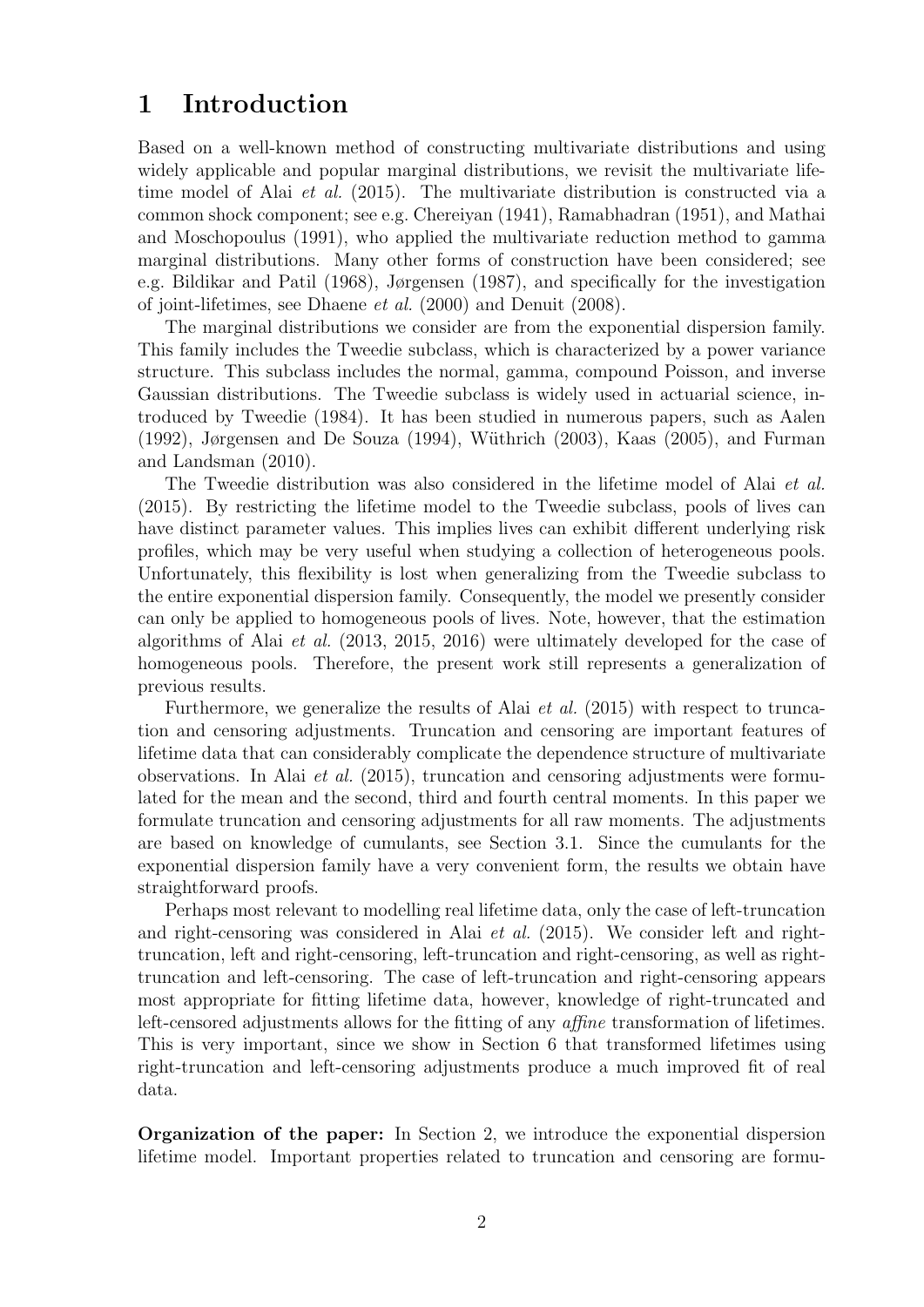# 1 Introduction

Based on a well-known method of constructing multivariate distributions and using widely applicable and popular marginal distributions, we revisit the multivariate lifetime model of Alai *et al.* (2015). The multivariate distribution is constructed via a common shock component; see e.g. Chereiyan (1941), Ramabhadran (1951), and Mathai and Moschopoulus (1991), who applied the multivariate reduction method to gamma marginal distributions. Many other forms of construction have been considered; see e.g. Bildikar and Patil (1968), Jørgensen (1987), and specifically for the investigation of joint-lifetimes, see Dhaene *et al.* (2000) and Denuit (2008).

The marginal distributions we consider are from the exponential dispersion family. This family includes the Tweedie subclass, which is characterized by a power variance structure. This subclass includes the normal, gamma, compound Poisson, and inverse Gaussian distributions. The Tweedie subclass is widely used in actuarial science, introduced by Tweedie (1984). It has been studied in numerous papers, such as Aalen (1992), Jørgensen and De Souza (1994), Wüthrich (2003), Kaas (2005), and Furman and Landsman (2010).

The Tweedie distribution was also considered in the lifetime model of Alai *et al.* (2015). By restricting the lifetime model to the Tweedie subclass, pools of lives can have distinct parameter values. This implies lives can exhibit different underlying risk profiles, which may be very useful when studying a collection of heterogeneous pools. Unfortunately, this flexibility is lost when generalizing from the Tweedie subclass to the entire exponential dispersion family. Consequently, the model we presently consider can only be applied to homogeneous pools of lives. Note, however, that the estimation algorithms of Alai *et al.* (2013, 2015, 2016) were ultimately developed for the case of homogeneous pools. Therefore, the present work still represents a generalization of previous results.

Furthermore, we generalize the results of Alai *et al.* (2015) with respect to truncation and censoring adjustments. Truncation and censoring are important features of lifetime data that can considerably complicate the dependence structure of multivariate observations. In Alai *et al.* (2015), truncation and censoring adjustments were formulated for the mean and the second, third and fourth central moments. In this paper we formulate truncation and censoring adjustments for all raw moments. The adjustments are based on knowledge of cumulants, see Section 3.1. Since the cumulants for the exponential dispersion family have a very convenient form, the results we obtain have straightforward proofs.

Perhaps most relevant to modelling real lifetime data, only the case of left-truncation and right-censoring was considered in Alai *et al.* (2015). We consider left and right-truncation, left and right-censoring, left-truncation and right-censoring, as well as right-truncation and left-censoring. The case of left-truncation and right-censoring appears most appropriate for fitting lifetime data, however, knowledge of right-truncated and left-censored adjustments allows for the fitting of any *affine* transformation of lifetimes. This is very important, since we show in Section 6 that transformed lifetimes using right-truncation and left-censoring adjustments produce a much improved fit of real data.

**Organization of the paper:** In Section 2, we introduce the exponential dispersion lifetime model. Important properties related to truncation and censoring are formu-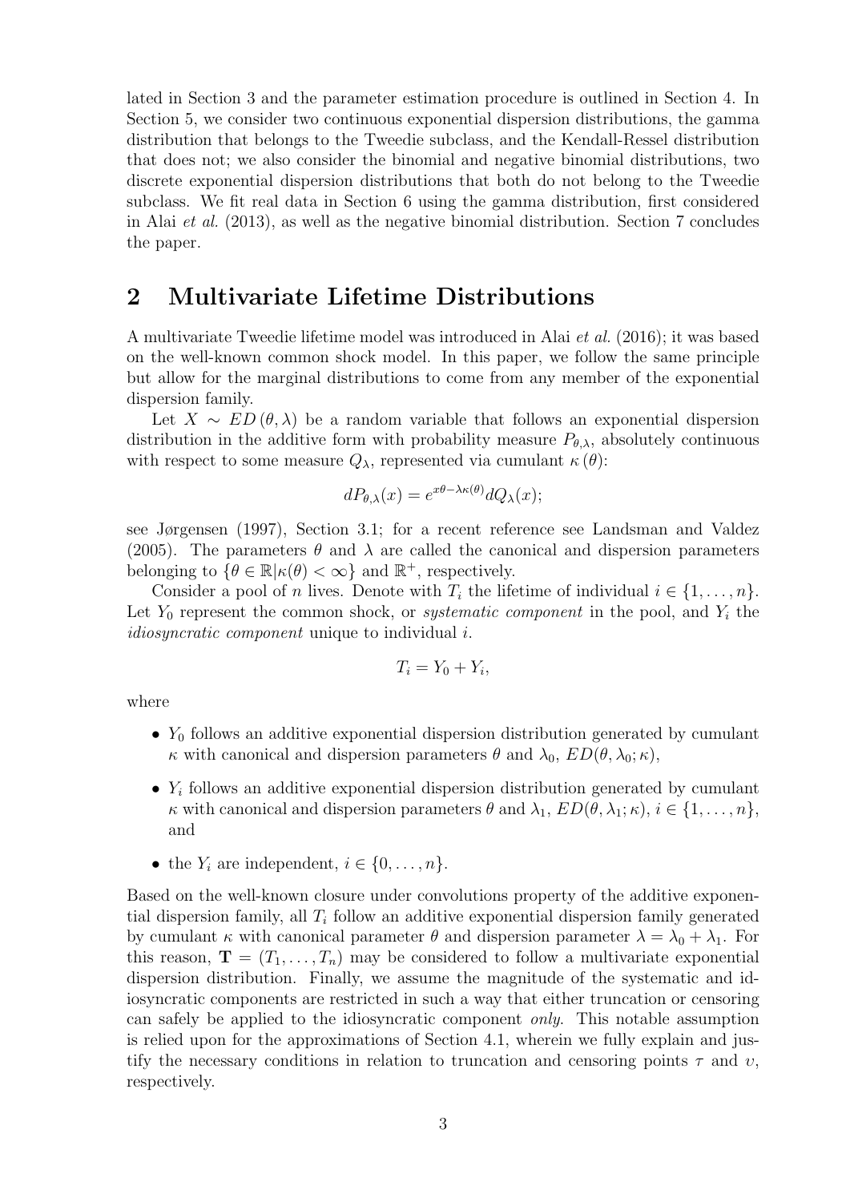lated in Section 3 and the parameter estimation procedure is outlined in Section 4. In Section 5, we consider two continuous exponential dispersion distributions, the gamma distribution that belongs to the Tweedie subclass, and the Kendall-Ressel distribution that does not; we also consider the binomial and negative binomial distributions, two discrete exponential dispersion distributions that both do not belong to the Tweedie subclass. We fit real data in Section 6 using the gamma distribution, first considered in Alai *et al.* (2013), as well as the negative binomial distribution. Section 7 concludes the paper.

## 2 Multivariate Lifetime Distributions

A multivariate Tweedie lifetime model was introduced in Alai *et al.* (2016); it was based on the well-known common shock model. In this paper, we follow the same principle but allow for the marginal distributions to come from any member of the exponential dispersion family.

Let $X \sim ED(\theta, \lambda)$ be a random variable that follows an exponential dispersion distribution in the additive form with probability measure $P_{\theta,\lambda}$, absolutely continuous with respect to some measure $Q_\lambda$, represented via cumulant $\kappa(\theta)$:

$$dP_{\theta,\lambda}(x) = e^{x\theta - \lambda\kappa(\theta)} dQ_\lambda(x);$$

see Jørgensen (1997), Section 3.1; for a recent reference see Landsman and Valdez (2005). The parameters $\theta$ and $\lambda$ are called the canonical and dispersion parameters belonging to $\{\theta \in \mathbb{R} | \kappa(\theta) < \infty\}$ and $\mathbb{R}^+$, respectively.

Consider a pool of $n$ lives. Denote with $T_i$ the lifetime of individual $i \in \{1, \ldots, n\}$. Let $Y_0$ represent the common shock, or *systematic component* in the pool, and $Y_i$ the *idiosyncratic component* unique to individual $i$.

$$T_i = Y_0 + Y_i,$$

where

- $Y_0$ follows an additive exponential dispersion distribution generated by cumulant $\kappa$ with canonical and dispersion parameters $\theta$ and $\lambda_0$, $ED(\theta, \lambda_0; \kappa)$,
- $Y_i$ follows an additive exponential dispersion distribution generated by cumulant $\kappa$ with canonical and dispersion parameters $\theta$ and $\lambda_1$, $ED(\theta, \lambda_1; \kappa)$, $i \in \{1, \ldots, n\}$, and
- the $Y_i$ are independent, $i \in \{0, \ldots, n\}$.

Based on the well-known closure under convolutions property of the additive exponential dispersion family, all $T_i$ follow an additive exponential dispersion family generated by cumulant $\kappa$ with canonical parameter $\theta$ and dispersion parameter $\lambda = \lambda_0 + \lambda_1$. For this reason, $\mathbf{T} = (T_1, \ldots, T_n)$ may be considered to follow a multivariate exponential dispersion distribution. Finally, we assume the magnitude of the systematic and idiosyncratic components are restricted in such a way that either truncation or censoring can safely be applied to the idiosyncratic component *only*. This notable assumption is relied upon for the approximations of Section 4.1, wherein we fully explain and justify the necessary conditions in relation to truncation and censoring points $\tau$ and $\upsilon$, respectively.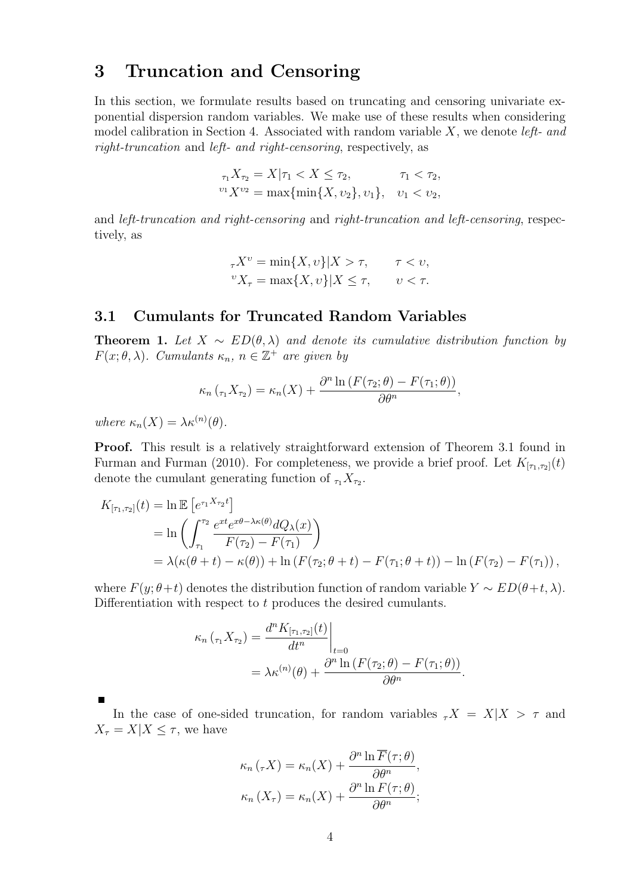# 3 Truncation and Censoring

In this section, we formulate results based on truncating and censoring univariate exponential dispersion random variables. We make use of these results when considering model calibration in Section 4. Associated with random variable $X$, we denote *left- and right-truncation* and *left- and right-censoring*, respectively, as

$$
\begin{aligned}
{}_{\tau_1}X_{\tau_2} &= X|\tau_1 < X \leq \tau_2, \qquad & \tau_1 < \tau_2, \\
{}^{\upsilon_1}X^{\upsilon_2} &= \max\{\min\{X, \upsilon_2\}, \upsilon_1\}, \quad & \upsilon_1 < \upsilon_2,
\end{aligned}
$$

and *left-truncation and right-censoring* and *right-truncation and left-censoring*, respectively, as

$$
\begin{aligned}
{}_{\tau}X^{\upsilon} &= \min\{X, \upsilon\}|X > \tau, \qquad & \tau < \upsilon, \\
{}^{\upsilon}X_{\tau} &= \max\{X, \upsilon\}|X \leq \tau, \qquad & \upsilon < \tau.
\end{aligned}
$$

## 3.1 Cumulants for Truncated Random Variables

**Theorem 1.** *Let $X \sim ED(\theta, \lambda)$ and denote its cumulative distribution function by $F(x; \theta, \lambda)$. Cumulants $\kappa_n$, $n \in \mathbb{Z}^+$ are given by*

$$
\kappa_n\left({}_{\tau_1}X_{\tau_2}\right) = \kappa_n(X) + \frac{\partial^n \ln\left(F(\tau_2; \theta) - F(\tau_1; \theta)\right)}{\partial \theta^n},
$$

*where $\kappa_n(X) = \lambda \kappa^{(n)}(\theta)$.*

**Proof.** This result is a relatively straightforward extension of Theorem 3.1 found in Furman and Furman (2010). For completeness, we provide a brief proof. Let $K_{[\tau_1,\tau_2]}(t)$ denote the cumulant generating function of ${}_{\tau_1}X_{\tau_2}$.

$$
\begin{aligned}
K_{[\tau_1,\tau_2]}(t) &= \ln \mathbb{E}\left[e^{{}_{\tau_1}X_{\tau_2} t}\right] \\
&= \ln\left(\int_{\tau_1}^{\tau_2} \frac{e^{xt} e^{x\theta - \lambda\kappa(\theta)} dQ_\lambda(x)}{F(\tau_2) - F(\tau_1)}\right) \\
&= \lambda(\kappa(\theta + t) - \kappa(\theta)) + \ln\left(F(\tau_2; \theta + t) - F(\tau_1; \theta + t)\right) - \ln\left(F(\tau_2) - F(\tau_1)\right),
\end{aligned}
$$

where $F(y; \theta + t)$ denotes the distribution function of random variable $Y \sim ED(\theta + t, \lambda)$. Differentiation with respect to $t$ produces the desired cumulants.

$$
\begin{aligned}
\kappa_n\left({}_{\tau_1}X_{\tau_2}\right) &= \left.\frac{d^n K_{[\tau_1,\tau_2]}(t)}{dt^n}\right|_{t=0} \\
&= \lambda\kappa^{(n)}(\theta) + \frac{\partial^n \ln\left(F(\tau_2; \theta) - F(\tau_1; \theta)\right)}{\partial \theta^n}.
\end{aligned}
$$

■

In the case of one-sided truncation, for random variables ${}_{\tau}X = X|X > \tau$ and $X_{\tau} = X|X \leq \tau$, we have

$$
\begin{aligned}
\kappa_n\left({}_{\tau}X\right) &= \kappa_n(X) + \frac{\partial^n \ln \overline{F}(\tau; \theta)}{\partial \theta^n}, \\
\kappa_n\left(X_{\tau}\right) &= \kappa_n(X) + \frac{\partial^n \ln F(\tau; \theta)}{\partial \theta^n};
\end{aligned}
$$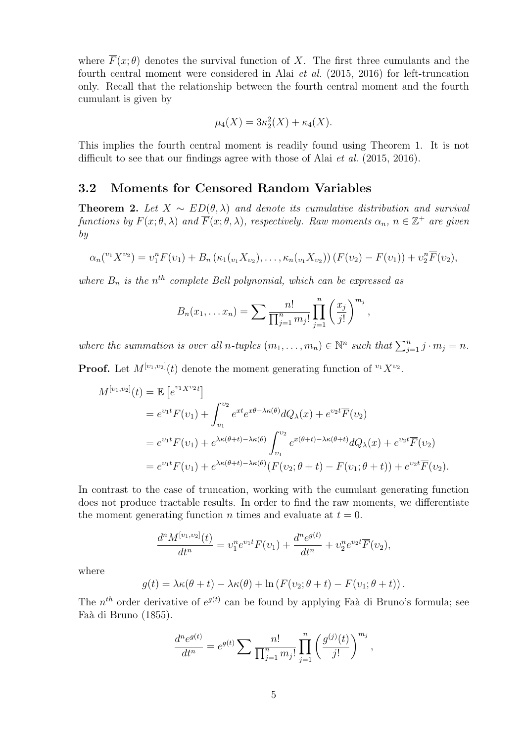where $\overline{F}(x;\theta)$ denotes the survival function of $X$. The first three cumulants and the fourth central moment were considered in Alai *et al.* (2015, 2016) for left-truncation only. Recall that the relationship between the fourth central moment and the fourth cumulant is given by

$$\mu_4(X) = 3\kappa_2^2(X) + \kappa_4(X).$$

This implies the fourth central moment is readily found using Theorem 1. It is not difficult to see that our findings agree with those of Alai *et al.* (2015, 2016).

## 3.2 Moments for Censored Random Variables

**Theorem 2.** *Let $X \sim ED(\theta, \lambda)$ and denote its cumulative distribution and survival functions by $F(x;\theta,\lambda)$ and $\overline{F}(x;\theta,\lambda)$, respectively. Raw moments $\alpha_n$, $n \in \mathbb{Z}^+$ are given by*

$$\alpha_n({}^{\upsilon_1}X^{\upsilon_2}) = \upsilon_1^n F(\upsilon_1) + B_n\left(\kappa_1({}_{\upsilon_1}X_{\upsilon_2}), \ldots, \kappa_n({}_{\upsilon_1}X_{\upsilon_2})\right)\left(F(\upsilon_2) - F(\upsilon_1)\right) + \upsilon_2^n \overline{F}(\upsilon_2),$$

*where $B_n$ is the $n^{th}$ complete Bell polynomial, which can be expressed as*

$$B_n(x_1, \ldots x_n) = \sum \frac{n!}{\prod_{j=1}^n m_j!} \prod_{j=1}^n \left(\frac{x_j}{j!}\right)^{m_j},$$

*where the summation is over all $n$-tuples $(m_1, \ldots, m_n) \in \mathbb{N}^n$ such that $\sum_{j=1}^n j \cdot m_j = n$.*

**Proof.** Let $M^{[\upsilon_1,\upsilon_2]}(t)$ denote the moment generating function of ${}^{\upsilon_1}X^{\upsilon_2}$.

$$\begin{aligned}
M^{[\upsilon_1,\upsilon_2]}(t) &= \mathbb{E}\left[e^{{}^{\upsilon_1}X^{\upsilon_2}t}\right] \\
&= e^{\upsilon_1 t}F(\upsilon_1) + \int_{\upsilon_1}^{\upsilon_2} e^{xt} e^{x\theta - \lambda\kappa(\theta)} dQ_\lambda(x) + e^{\upsilon_2 t}\overline{F}(\upsilon_2) \\
&= e^{\upsilon_1 t}F(\upsilon_1) + e^{\lambda\kappa(\theta+t) - \lambda\kappa(\theta)} \int_{\upsilon_1}^{\upsilon_2} e^{x(\theta+t) - \lambda\kappa(\theta+t)} dQ_\lambda(x) + e^{\upsilon_2 t}\overline{F}(\upsilon_2) \\
&= e^{\upsilon_1 t}F(\upsilon_1) + e^{\lambda\kappa(\theta+t) - \lambda\kappa(\theta)}(F(\upsilon_2;\theta+t) - F(\upsilon_1;\theta+t)) + e^{\upsilon_2 t}\overline{F}(\upsilon_2).
\end{aligned}$$

In contrast to the case of truncation, working with the cumulant generating function does not produce tractable results. In order to find the raw moments, we differentiate the moment generating function $n$ times and evaluate at $t = 0$.

$$\frac{d^n M^{[\upsilon_1,\upsilon_2]}(t)}{dt^n} = \upsilon_1^n e^{\upsilon_1 t}F(\upsilon_1) + \frac{d^n e^{g(t)}}{dt^n} + \upsilon_2^n e^{\upsilon_2 t}\overline{F}(\upsilon_2),$$

where

$$g(t) = \lambda\kappa(\theta+t) - \lambda\kappa(\theta) + \ln\left(F(\upsilon_2;\theta+t) - F(\upsilon_1;\theta+t)\right).$$

The $n^{th}$ order derivative of $e^{g(t)}$ can be found by applying Faà di Bruno's formula; see Faà di Bruno (1855).

$$\frac{d^n e^{g(t)}}{dt^n} = e^{g(t)} \sum \frac{n!}{\prod_{j=1}^n m_j!} \prod_{j=1}^n \left(\frac{g^{(j)}(t)}{j!}\right)^{m_j},$$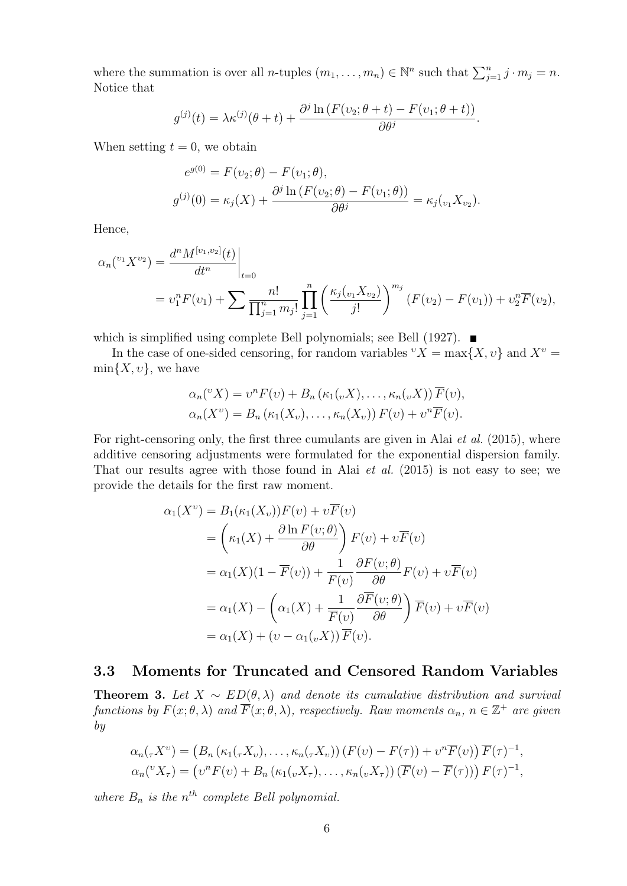where the summation is over all $n$-tuples $(m_1, \ldots, m_n) \in \mathbb{N}^n$ such that $\sum_{j=1}^{n} j \cdot m_j = n$. Notice that

$$g^{(j)}(t) = \lambda \kappa^{(j)}(\theta + t) + \frac{\partial^j \ln \left(F(\upsilon_2; \theta + t) - F(\upsilon_1; \theta + t)\right)}{\partial \theta^j}.$$

When setting $t = 0$, we obtain

$$\begin{aligned}
e^{g(0)} &= F(\upsilon_2; \theta) - F(\upsilon_1; \theta), \\
g^{(j)}(0) &= \kappa_j(X) + \frac{\partial^j \ln \left(F(\upsilon_2; \theta) - F(\upsilon_1; \theta)\right)}{\partial \theta^j} = \kappa_j({}_{\upsilon_1}X_{\upsilon_2}).
\end{aligned}$$

Hence,

$$\begin{aligned}
\alpha_n({}^{\upsilon_1}X^{\upsilon_2}) &= \left.\frac{d^n M^{[\upsilon_1, \upsilon_2]}(t)}{dt^n}\right|_{t=0} \\
&= \upsilon_1^n F(\upsilon_1) + \sum \frac{n!}{\prod_{j=1}^{n} m_j!} \prod_{j=1}^{n} \left(\frac{\kappa_j({}_{\upsilon_1}X_{\upsilon_2})}{j!}\right)^{m_j} \left(F(\upsilon_2) - F(\upsilon_1)\right) + \upsilon_2^n \overline{F}(\upsilon_2),
\end{aligned}$$

which is simplified using complete Bell polynomials; see Bell (1927). ■

In the case of one-sided censoring, for random variables ${}^{\upsilon}X = \max\{X, \upsilon\}$ and $X^{\upsilon} = \min\{X, \upsilon\}$, we have

$$\begin{aligned}
\alpha_n({}^{\upsilon}X) &= \upsilon^n F(\upsilon) + B_n\left(\kappa_1({}_{\upsilon}X), \ldots, \kappa_n({}_{\upsilon}X)\right) \overline{F}(\upsilon), \\
\alpha_n(X^{\upsilon}) &= B_n\left(\kappa_1(X_{\upsilon}), \ldots, \kappa_n(X_{\upsilon})\right) F(\upsilon) + \upsilon^n \overline{F}(\upsilon).
\end{aligned}$$

For right-censoring only, the first three cumulants are given in Alai *et al.* (2015), where additive censoring adjustments were formulated for the exponential dispersion family. That our results agree with those found in Alai *et al.* (2015) is not easy to see; we provide the details for the first raw moment.

$$\begin{aligned}
\alpha_1(X^{\upsilon}) &= B_1(\kappa_1(X_{\upsilon}))F(\upsilon) + \upsilon \overline{F}(\upsilon) \\
&= \left(\kappa_1(X) + \frac{\partial \ln F(\upsilon; \theta)}{\partial \theta}\right) F(\upsilon) + \upsilon \overline{F}(\upsilon) \\
&= \alpha_1(X)(1 - \overline{F}(\upsilon)) + \frac{1}{F(\upsilon)} \frac{\partial F(\upsilon; \theta)}{\partial \theta} F(\upsilon) + \upsilon \overline{F}(\upsilon) \\
&= \alpha_1(X) - \left(\alpha_1(X) + \frac{1}{\overline{F}(\upsilon)} \frac{\partial \overline{F}(\upsilon; \theta)}{\partial \theta}\right) \overline{F}(\upsilon) + \upsilon \overline{F}(\upsilon) \\
&= \alpha_1(X) + \left(\upsilon - \alpha_1({}_{\upsilon}X)\right) \overline{F}(\upsilon).
\end{aligned}$$

### 3.3 Moments for Truncated and Censored Random Variables

**Theorem 3.** *Let $X \sim ED(\theta, \lambda)$ and denote its cumulative distribution and survival functions by $F(x; \theta, \lambda)$ and $\overline{F}(x; \theta, \lambda)$, respectively. Raw moments $\alpha_n$, $n \in \mathbb{Z}^+$ are given by*

$$\begin{aligned}
\alpha_n({}_{\tau}X^{\upsilon}) &= \left(B_n\left(\kappa_1({}_{\tau}X_{\upsilon}), \ldots, \kappa_n({}_{\tau}X_{\upsilon})\right)(F(\upsilon) - F(\tau)) + \upsilon^n \overline{F}(\upsilon)\right) \overline{F}(\tau)^{-1}, \\
\alpha_n({}^{\upsilon}X_{\tau}) &= \left(\upsilon^n F(\upsilon) + B_n\left(\kappa_1({}_{\upsilon}X_{\tau}), \ldots, \kappa_n({}_{\upsilon}X_{\tau})\right)(\overline{F}(\upsilon) - \overline{F}(\tau))\right) F(\tau)^{-1},
\end{aligned}$$

*where $B_n$ is the $n^{th}$ complete Bell polynomial.*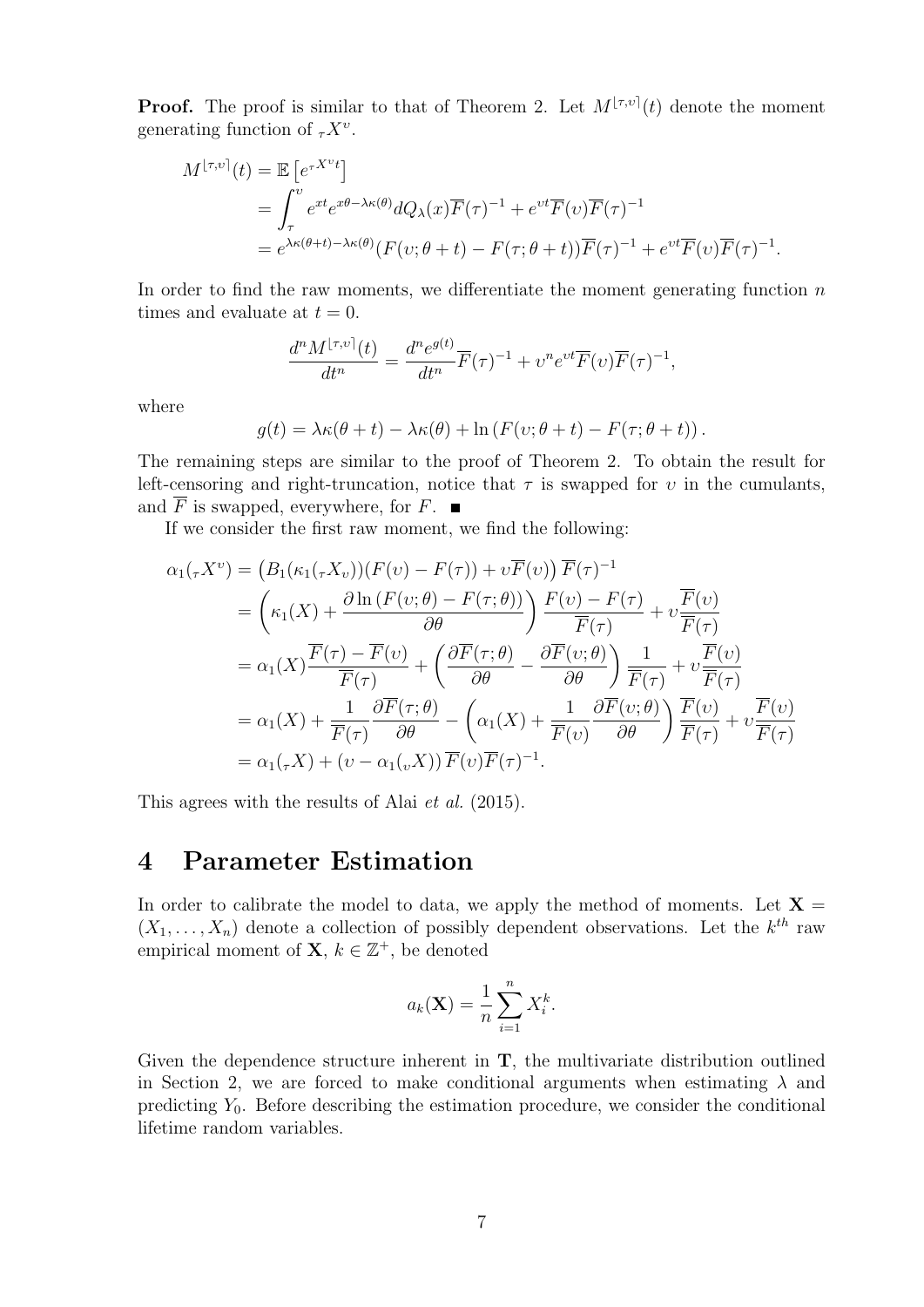**Proof.** The proof is similar to that of Theorem 2. Let $M^{\lfloor \tau, \upsilon \rceil}(t)$ denote the moment generating function of ${}_\tau X^\upsilon$.

$$
\begin{aligned}
M^{\lfloor \tau, \upsilon \rceil}(t) &= \mathbb{E}\left[e^{{}_\tau X^\upsilon t}\right] \\
&= \int_\tau^\upsilon e^{xt} e^{x\theta - \lambda\kappa(\theta)} dQ_\lambda(x) \overline{F}(\tau)^{-1} + e^{\upsilon t}\overline{F}(\upsilon)\overline{F}(\tau)^{-1} \\
&= e^{\lambda\kappa(\theta+t) - \lambda\kappa(\theta)}(F(\upsilon;\theta+t) - F(\tau;\theta+t))\overline{F}(\tau)^{-1} + e^{\upsilon t}\overline{F}(\upsilon)\overline{F}(\tau)^{-1}.
\end{aligned}
$$

In order to find the raw moments, we differentiate the moment generating function $n$ times and evaluate at $t = 0$.

$$
\frac{d^n M^{\lfloor \tau, \upsilon \rceil}(t)}{dt^n} = \frac{d^n e^{g(t)}}{dt^n}\overline{F}(\tau)^{-1} + \upsilon^n e^{\upsilon t}\overline{F}(\upsilon)\overline{F}(\tau)^{-1},
$$

where

$$
g(t) = \lambda\kappa(\theta+t) - \lambda\kappa(\theta) + \ln\left(F(\upsilon;\theta+t) - F(\tau;\theta+t)\right).
$$

The remaining steps are similar to the proof of Theorem 2. To obtain the result for left-censoring and right-truncation, notice that $\tau$ is swapped for $\upsilon$ in the cumulants, and $\overline{F}$ is swapped, everywhere, for $F$. ■

If we consider the first raw moment, we find the following:

$$
\begin{aligned}
\alpha_1({}_\tau X^\upsilon) &= \left(B_1(\kappa_1({}_\tau X_\upsilon))(F(\upsilon) - F(\tau)) + \upsilon\overline{F}(\upsilon)\right)\overline{F}(\tau)^{-1} \\
&= \left(\kappa_1(X) + \frac{\partial \ln\left(F(\upsilon;\theta) - F(\tau;\theta)\right)}{\partial\theta}\right)\frac{F(\upsilon) - F(\tau)}{\overline{F}(\tau)} + \upsilon\frac{\overline{F}(\upsilon)}{\overline{F}(\tau)} \\
&= \alpha_1(X)\frac{\overline{F}(\tau) - \overline{F}(\upsilon)}{\overline{F}(\tau)} + \left(\frac{\partial\overline{F}(\tau;\theta)}{\partial\theta} - \frac{\partial\overline{F}(\upsilon;\theta)}{\partial\theta}\right)\frac{1}{\overline{F}(\tau)} + \upsilon\frac{\overline{F}(\upsilon)}{\overline{F}(\tau)} \\
&= \alpha_1(X) + \frac{1}{\overline{F}(\tau)}\frac{\partial\overline{F}(\tau;\theta)}{\partial\theta} - \left(\alpha_1(X) + \frac{1}{\overline{F}(\upsilon)}\frac{\partial\overline{F}(\upsilon;\theta)}{\partial\theta}\right)\frac{\overline{F}(\upsilon)}{\overline{F}(\tau)} + \upsilon\frac{\overline{F}(\upsilon)}{\overline{F}(\tau)} \\
&= \alpha_1({}_\tau X) + \left(\upsilon - \alpha_1({}_\upsilon X)\right)\overline{F}(\upsilon)\overline{F}(\tau)^{-1}.
\end{aligned}
$$

This agrees with the results of Alai *et al.* (2015).

# 4 Parameter Estimation

In order to calibrate the model to data, we apply the method of moments. Let $\mathbf{X} = (X_1, \ldots, X_n)$ denote a collection of possibly dependent observations. Let the $k^{th}$ raw empirical moment of $\mathbf{X}$, $k \in \mathbb{Z}^+$, be denoted

$$
a_k(\mathbf{X}) = \frac{1}{n}\sum_{i=1}^n X_i^k.
$$

Given the dependence structure inherent in $\mathbf{T}$, the multivariate distribution outlined in Section 2, we are forced to make conditional arguments when estimating $\lambda$ and predicting $Y_0$. Before describing the estimation procedure, we consider the conditional lifetime random variables.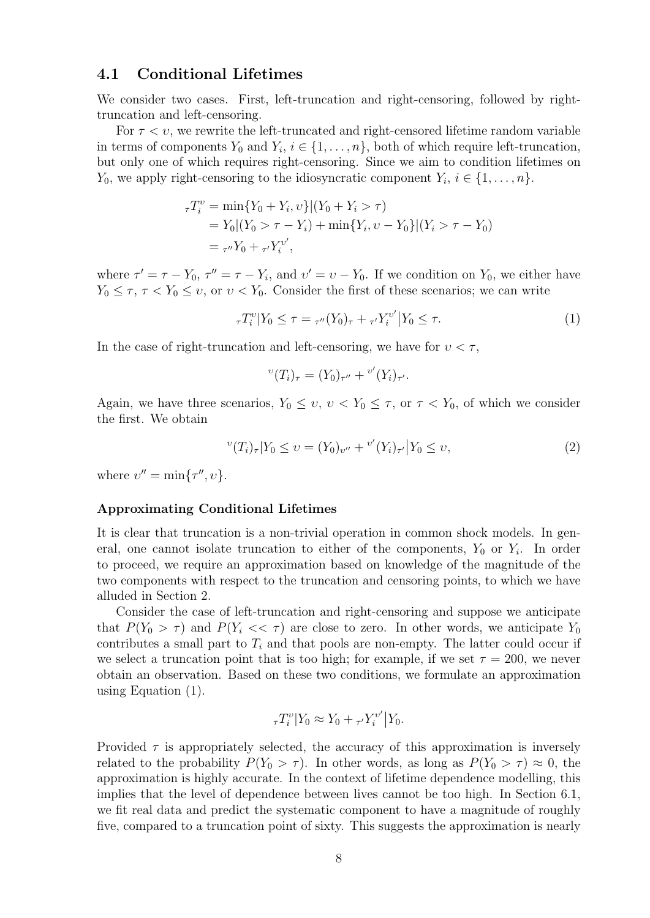### 4.1 Conditional Lifetimes

We consider two cases. First, left-truncation and right-censoring, followed by right-truncation and left-censoring.

For $\tau < \upsilon$, we rewrite the left-truncated and right-censored lifetime random variable in terms of components $Y_0$ and $Y_i$, $i \in \{1, \ldots, n\}$, both of which require left-truncation, but only one of which requires right-censoring. Since we aim to condition lifetimes on $Y_0$, we apply right-censoring to the idiosyncratic component $Y_i$, $i \in \{1, \ldots, n\}$.

$$
\begin{aligned}
{}_{\tau}T_i^{\upsilon} &= \min\{Y_0 + Y_i, \upsilon\}|(Y_0 + Y_i > \tau) \\
&= Y_0|(Y_0 > \tau - Y_i) + \min\{Y_i, \upsilon - Y_0\}|(Y_i > \tau - Y_0) \\
&= {}_{\tau''}Y_0 + {}_{\tau'}Y_i^{\upsilon'},
\end{aligned}
$$

where $\tau' = \tau - Y_0$, $\tau'' = \tau - Y_i$, and $\upsilon' = \upsilon - Y_0$. If we condition on $Y_0$, we either have $Y_0 \leq \tau$, $\tau < Y_0 \leq \upsilon$, or $\upsilon < Y_0$. Consider the first of these scenarios; we can write

$$
{}_{\tau}T_i^{\upsilon}|Y_0 \leq \tau = {}_{\tau''}(Y_0)_{\tau} + {}_{\tau'}Y_i^{\upsilon'}\big|Y_0 \leq \tau. \tag{1}
$$

In the case of right-truncation and left-censoring, we have for $\upsilon < \tau$,

$$
{}^{\upsilon}(T_i)_{\tau} = (Y_0)_{\tau''} + {}^{\upsilon'}(Y_i)_{\tau'}.
$$

Again, we have three scenarios, $Y_0 \leq \upsilon$, $\upsilon < Y_0 \leq \tau$, or $\tau < Y_0$, of which we consider the first. We obtain

$$
{}^{\upsilon}(T_i)_{\tau}|Y_0 \leq \upsilon = (Y_0)_{\upsilon''} + {}^{\upsilon'}(Y_i)_{\tau'}\big|Y_0 \leq \upsilon, \tag{2}
$$

where $\upsilon'' = \min\{\tau'', \upsilon\}$.

#### Approximating Conditional Lifetimes

It is clear that truncation is a non-trivial operation in common shock models. In general, one cannot isolate truncation to either of the components, $Y_0$ or $Y_i$. In order to proceed, we require an approximation based on knowledge of the magnitude of the two components with respect to the truncation and censoring points, to which we have alluded in Section 2.

Consider the case of left-truncation and right-censoring and suppose we anticipate that $P(Y_0 > \tau)$ and $P(Y_i << \tau)$ are close to zero. In other words, we anticipate $Y_0$ contributes a small part to $T_i$ and that pools are non-empty. The latter could occur if we select a truncation point that is too high; for example, if we set $\tau = 200$, we never obtain an observation. Based on these two conditions, we formulate an approximation using Equation (1).

$$
{}_{\tau}T_i^{\upsilon}|Y_0 \approx Y_0 + {}_{\tau'}Y_i^{\upsilon'}\big|Y_0.
$$

Provided $\tau$ is appropriately selected, the accuracy of this approximation is inversely related to the probability $P(Y_0 > \tau)$. In other words, as long as $P(Y_0 > \tau) \approx 0$, the approximation is highly accurate. In the context of lifetime dependence modelling, this implies that the level of dependence between lives cannot be too high. In Section 6.1, we fit real data and predict the systematic component to have a magnitude of roughly five, compared to a truncation point of sixty. This suggests the approximation is nearly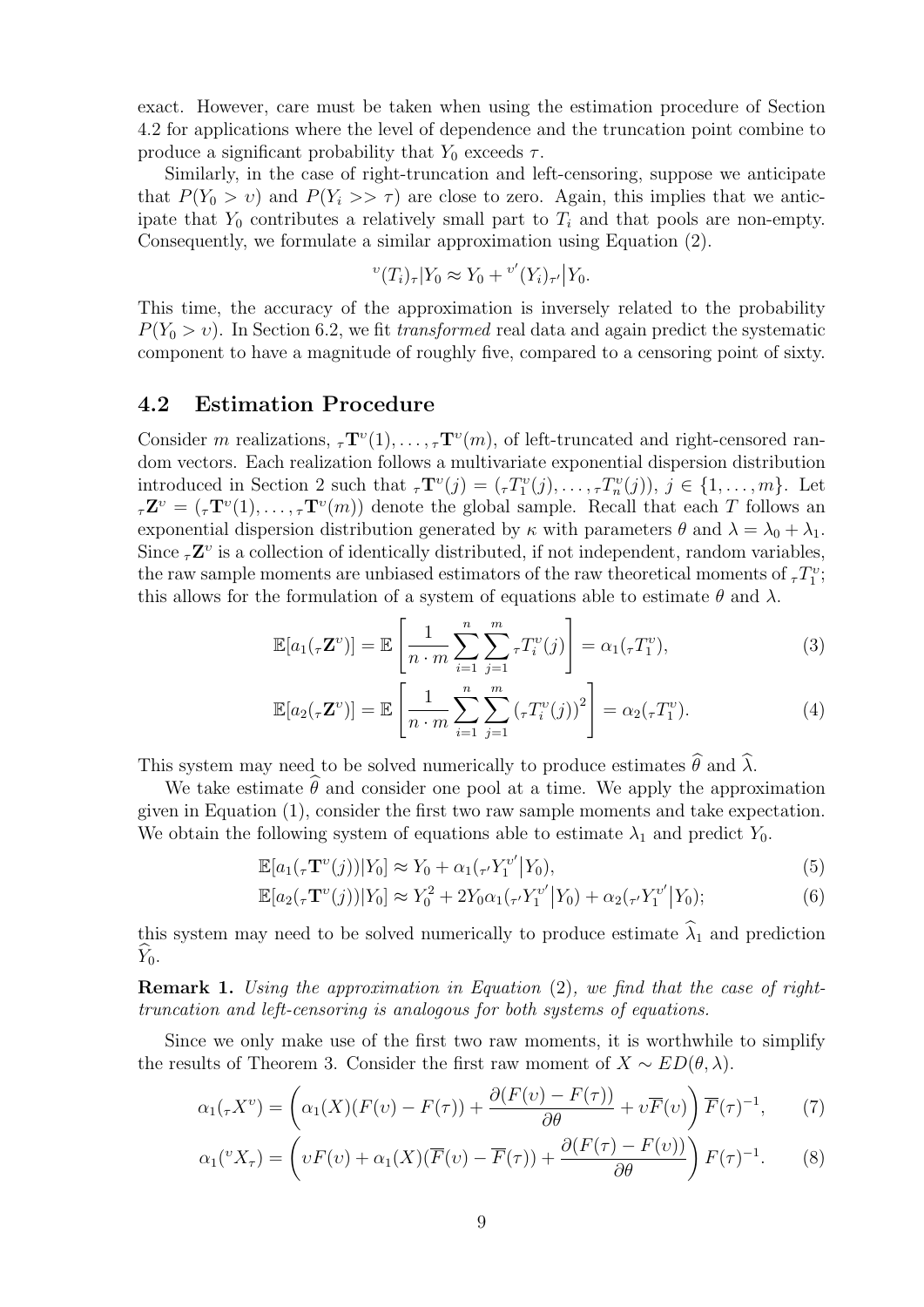exact. However, care must be taken when using the estimation procedure of Section 4.2 for applications where the level of dependence and the truncation point combine to produce a significant probability that $Y_0$ exceeds $\tau$.

Similarly, in the case of right-truncation and left-censoring, suppose we anticipate that $P(Y_0 > \upsilon)$ and $P(Y_i >> \tau)$ are close to zero. Again, this implies that we anticipate that $Y_0$ contributes a relatively small part to $T_i$ and that pools are non-empty. Consequently, we formulate a similar approximation using Equation (2).

$$^{\upsilon}(T_i)_{\tau}|Y_0 \approx Y_0 + {}^{\upsilon'}(Y_i)_{\tau'}\big|Y_0.$$

This time, the accuracy of the approximation is inversely related to the probability $P(Y_0 > \upsilon)$. In Section 6.2, we fit *transformed* real data and again predict the systematic component to have a magnitude of roughly five, compared to a censoring point of sixty.

## 4.2 Estimation Procedure

Consider $m$ realizations, ${}_{\tau}\mathbf{T}^{\upsilon}(1), \ldots, {}_{\tau}\mathbf{T}^{\upsilon}(m)$, of left-truncated and right-censored random vectors. Each realization follows a multivariate exponential dispersion distribution introduced in Section 2 such that ${}_{\tau}\mathbf{T}^{\upsilon}(j) = ({}_{\tau}T_1^{\upsilon}(j), \ldots, {}_{\tau}T_n^{\upsilon}(j))$, $j \in \{1, \ldots, m\}$. Let ${}_{\tau}\mathbf{Z}^{\upsilon} = ({}_{\tau}\mathbf{T}^{\upsilon}(1), \ldots, {}_{\tau}\mathbf{T}^{\upsilon}(m))$ denote the global sample. Recall that each $T$ follows an exponential dispersion distribution generated by $\kappa$ with parameters $\theta$ and $\lambda = \lambda_0 + \lambda_1$. Since ${}_{\tau}\mathbf{Z}^{\upsilon}$ is a collection of identically distributed, if not independent, random variables, the raw sample moments are unbiased estimators of the raw theoretical moments of ${}_{\tau}T_1^{\upsilon}$; this allows for the formulation of a system of equations able to estimate $\theta$ and $\lambda$.

$$\mathbb{E}[a_1({}_{\tau}\mathbf{Z}^{\upsilon})] = \mathbb{E}\left[\frac{1}{n \cdot m}\sum_{i=1}^{n}\sum_{j=1}^{m} {}_{\tau}T_i^{\upsilon}(j)\right] = \alpha_1({}_{\tau}T_1^{\upsilon}), \tag{3}$$

$$\mathbb{E}[a_2({}_{\tau}\mathbf{Z}^{\upsilon})] = \mathbb{E}\left[\frac{1}{n \cdot m}\sum_{i=1}^{n}\sum_{j=1}^{m} \left({}_{\tau}T_i^{\upsilon}(j)\right)^2\right] = \alpha_2({}_{\tau}T_1^{\upsilon}). \tag{4}$$

This system may need to be solved numerically to produce estimates $\widehat{\theta}$ and $\widehat{\lambda}$.

We take estimate $\widehat{\theta}$ and consider one pool at a time. We apply the approximation given in Equation (1), consider the first two raw sample moments and take expectation. We obtain the following system of equations able to estimate $\lambda_1$ and predict $Y_0$.

$$\mathbb{E}[a_1({}_{\tau}\mathbf{T}^{\upsilon}(j))|Y_0] \approx Y_0 + \alpha_1({}_{\tau'}Y_1^{\upsilon'}\big|Y_0), \tag{5}$$

$$\mathbb{E}[a_2({}_{\tau}\mathbf{T}^{\upsilon}(j))|Y_0] \approx Y_0^2 + 2Y_0\alpha_1({}_{\tau'}Y_1^{\upsilon'}\big|Y_0) + \alpha_2({}_{\tau'}Y_1^{\upsilon'}\big|Y_0); \tag{6}$$

this system may need to be solved numerically to produce estimate $\widehat{\lambda}_1$ and prediction $\widehat{Y}_0$.

**Remark 1.** *Using the approximation in Equation* (2)*, we find that the case of right-truncation and left-censoring is analogous for both systems of equations.*

Since we only make use of the first two raw moments, it is worthwhile to simplify the results of Theorem 3. Consider the first raw moment of $X \sim ED(\theta, \lambda)$.

$$\alpha_1({}_{\tau}X^{\upsilon}) = \left(\alpha_1(X)(F(\upsilon) - F(\tau)) + \frac{\partial(F(\upsilon) - F(\tau))}{\partial\theta} + \upsilon\overline{F}(\upsilon)\right)\overline{F}(\tau)^{-1}, \tag{7}$$

$$\alpha_1({}^{\upsilon}X_{\tau}) = \left(\upsilon F(\upsilon) + \alpha_1(X)(\overline{F}(\upsilon) - \overline{F}(\tau)) + \frac{\partial(F(\tau) - F(\upsilon))}{\partial\theta}\right)F(\tau)^{-1}. \tag{8}$$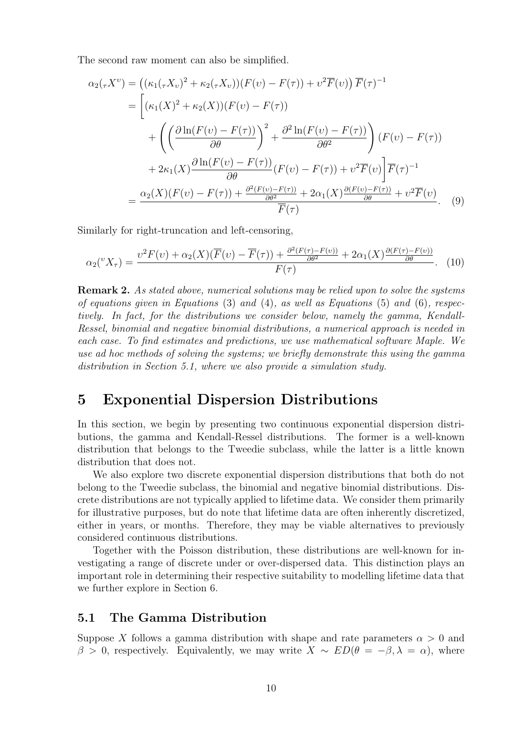The second raw moment can also be simplified.

$$
\begin{aligned}
\alpha_2({}_\tau X^\upsilon) &= \left((\kappa_1({}_\tau X_\upsilon)^2 + \kappa_2({}_\tau X_\upsilon))(F(\upsilon) - F(\tau)) + \upsilon^2 \overline{F}(\upsilon)\right) \overline{F}(\tau)^{-1} \\
&= \Bigg[(\kappa_1(X)^2 + \kappa_2(X))(F(\upsilon) - F(\tau)) \\
&\qquad + \left(\left(\frac{\partial \ln(F(\upsilon) - F(\tau))}{\partial \theta}\right)^2 + \frac{\partial^2 \ln(F(\upsilon) - F(\tau))}{\partial \theta^2}\right)(F(\upsilon) - F(\tau)) \\
&\qquad + 2\kappa_1(X)\frac{\partial \ln(F(\upsilon) - F(\tau))}{\partial \theta}(F(\upsilon) - F(\tau)) + \upsilon^2 \overline{F}(\upsilon)\Bigg]\overline{F}(\tau)^{-1} \\
&= \frac{\alpha_2(X)(F(\upsilon) - F(\tau)) + \frac{\partial^2 (F(\upsilon) - F(\tau))}{\partial \theta^2} + 2\alpha_1(X)\frac{\partial (F(\upsilon) - F(\tau))}{\partial \theta} + \upsilon^2 \overline{F}(\upsilon)}{\overline{F}(\tau)}. \quad (9)
\end{aligned}
$$

Similarly for right-truncation and left-censoring,

$$
\alpha_2({}^\upsilon X_\tau) = \frac{\upsilon^2 F(\upsilon) + \alpha_2(X)(\overline{F}(\upsilon) - \overline{F}(\tau)) + \frac{\partial^2 (F(\tau) - F(\upsilon))}{\partial \theta^2} + 2\alpha_1(X)\frac{\partial (F(\tau) - F(\upsilon))}{\partial \theta}}{F(\tau)}. \quad (10)
$$

**Remark 2.** *As stated above, numerical solutions may be relied upon to solve the systems of equations given in Equations* (3) *and* (4)*, as well as Equations* (5) *and* (6)*, respectively. In fact, for the distributions we consider below, namely the gamma, Kendall-Ressel, binomial and negative binomial distributions, a numerical approach is needed in each case. To find estimates and predictions, we use mathematical software Maple. We use ad hoc methods of solving the systems; we briefly demonstrate this using the gamma distribution in Section 5.1, where we also provide a simulation study.*

# 5 Exponential Dispersion Distributions

In this section, we begin by presenting two continuous exponential dispersion distributions, the gamma and Kendall-Ressel distributions. The former is a well-known distribution that belongs to the Tweedie subclass, while the latter is a little known distribution that does not.

We also explore two discrete exponential dispersion distributions that both do not belong to the Tweedie subclass, the binomial and negative binomial distributions. Discrete distributions are not typically applied to lifetime data. We consider them primarily for illustrative purposes, but do note that lifetime data are often inherently discretized, either in years, or months. Therefore, they may be viable alternatives to previously considered continuous distributions.

Together with the Poisson distribution, these distributions are well-known for investigating a range of discrete under or over-dispersed data. This distinction plays an important role in determining their respective suitability to modelling lifetime data that we further explore in Section 6.

## 5.1 The Gamma Distribution

Suppose $X$ follows a gamma distribution with shape and rate parameters $\alpha > 0$ and $\beta > 0$, respectively. Equivalently, we may write $X \sim ED(\theta = -\beta, \lambda = \alpha)$, where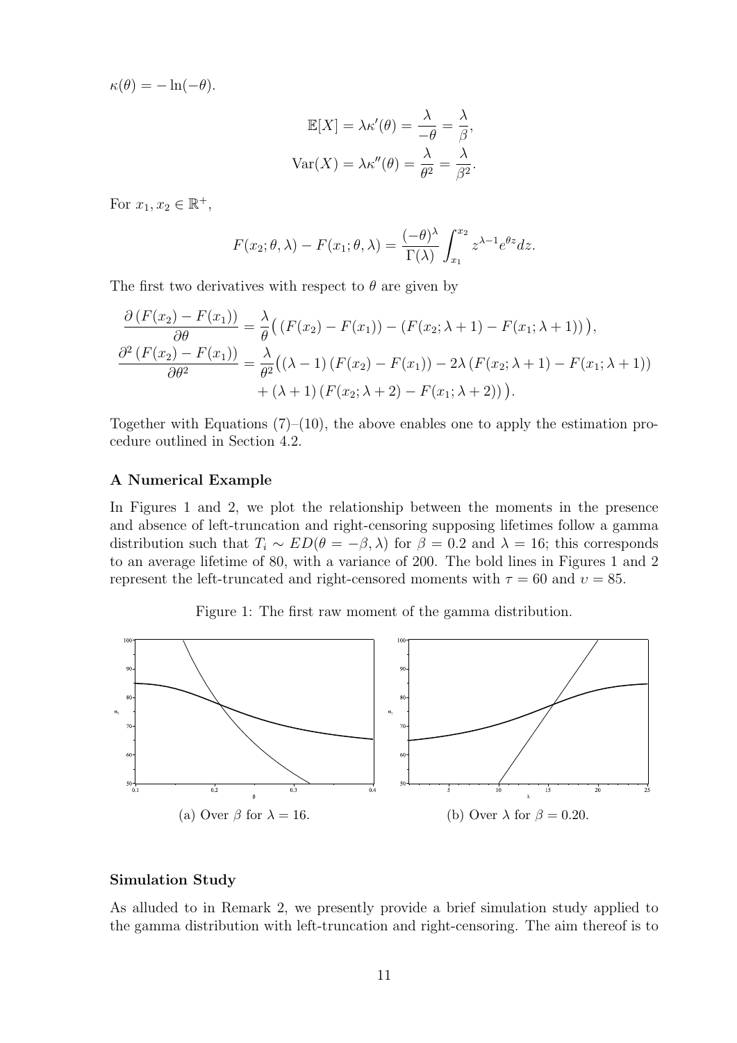$\kappa(\theta) = -\ln(-\theta)$.

$$\mathbb{E}[X] = \lambda\kappa'(\theta) = \frac{\lambda}{-\theta} = \frac{\lambda}{\beta},$$

$$\mathrm{Var}(X) = \lambda\kappa''(\theta) = \frac{\lambda}{\theta^2} = \frac{\lambda}{\beta^2}.$$

For $x_1, x_2 \in \mathbb{R}^+$,

$$F(x_2; \theta, \lambda) - F(x_1; \theta, \lambda) = \frac{(-\theta)^\lambda}{\Gamma(\lambda)} \int_{x_1}^{x_2} z^{\lambda-1} e^{\theta z} dz.$$

The first two derivatives with respect to $\theta$ are given by

$$\frac{\partial\left(F(x_2) - F(x_1)\right)}{\partial\theta} = \frac{\lambda}{\theta}\big(\left(F(x_2) - F(x_1)\right) - \left(F(x_2; \lambda+1) - F(x_1; \lambda+1)\right)\big),$$

$$\frac{\partial^2\left(F(x_2) - F(x_1)\right)}{\partial\theta^2} = \frac{\lambda}{\theta^2}\big((\lambda-1)\left(F(x_2) - F(x_1)\right) - 2\lambda\left(F(x_2; \lambda+1) - F(x_1; \lambda+1)\right) + (\lambda+1)\left(F(x_2; \lambda+2) - F(x_1; \lambda+2)\right)\big).$$

Together with Equations (7)–(10), the above enables one to apply the estimation procedure outlined in Section 4.2.

**A Numerical Example**

In Figures 1 and 2, we plot the relationship between the moments in the presence and absence of left-truncation and right-censoring supposing lifetimes follow a gamma distribution such that $T_i \sim ED(\theta = -\beta, \lambda)$ for $\beta = 0.2$ and $\lambda = 16$; this corresponds to an average lifetime of 80, with a variance of 200. The bold lines in Figures 1 and 2 represent the left-truncated and right-censored moments with $\tau = 60$ and $\upsilon = 85$.

Figure 1: The first raw moment of the gamma distribution.

(a) Over $\beta$ for $\lambda = 16$.

(b) Over $\lambda$ for $\beta = 0.20$.

**Simulation Study**

As alluded to in Remark 2, we presently provide a brief simulation study applied to the gamma distribution with left-truncation and right-censoring. The aim thereof is to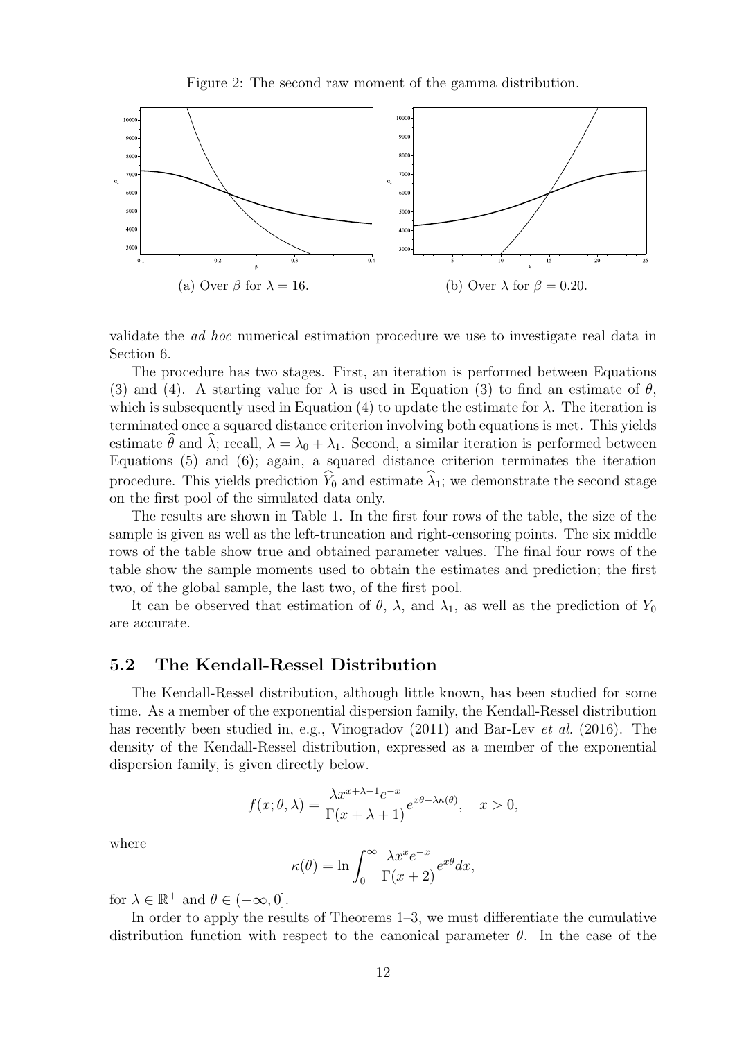Figure 2: The second raw moment of the gamma distribution.

(a) Over $\beta$ for $\lambda = 16$.

(b) Over $\lambda$ for $\beta = 0.20$.

validate the *ad hoc* numerical estimation procedure we use to investigate real data in Section 6.

The procedure has two stages. First, an iteration is performed between Equations (3) and (4). A starting value for $\lambda$ is used in Equation (3) to find an estimate of $\theta$, which is subsequently used in Equation (4) to update the estimate for $\lambda$. The iteration is terminated once a squared distance criterion involving both equations is met. This yields estimate $\widehat{\theta}$ and $\widehat{\lambda}$; recall, $\lambda = \lambda_0 + \lambda_1$. Second, a similar iteration is performed between Equations (5) and (6); again, a squared distance criterion terminates the iteration procedure. This yields prediction $\widehat{Y}_0$ and estimate $\widehat{\lambda}_1$; we demonstrate the second stage on the first pool of the simulated data only.

The results are shown in Table 1. In the first four rows of the table, the size of the sample is given as well as the left-truncation and right-censoring points. The six middle rows of the table show true and obtained parameter values. The final four rows of the table show the sample moments used to obtain the estimates and prediction; the first two, of the global sample, the last two, of the first pool.

It can be observed that estimation of $\theta$, $\lambda$, and $\lambda_1$, as well as the prediction of $Y_0$ are accurate.

## 5.2 The Kendall-Ressel Distribution

The Kendall-Ressel distribution, although little known, has been studied for some time. As a member of the exponential dispersion family, the Kendall-Ressel distribution has recently been studied in, e.g., Vinogradov (2011) and Bar-Lev *et al.* (2016). The density of the Kendall-Ressel distribution, expressed as a member of the exponential dispersion family, is given directly below.

$$f(x;\theta,\lambda) = \frac{\lambda x^{x+\lambda-1}e^{-x}}{\Gamma(x+\lambda+1)}e^{x\theta-\lambda\kappa(\theta)}, \quad x > 0,$$

where

$$\kappa(\theta) = \ln \int_0^\infty \frac{\lambda x^x e^{-x}}{\Gamma(x+2)}e^{x\theta}dx,$$

for $\lambda \in \mathbb{R}^+$ and $\theta \in (-\infty, 0]$.

In order to apply the results of Theorems 1–3, we must differentiate the cumulative distribution function with respect to the canonical parameter $\theta$. In the case of the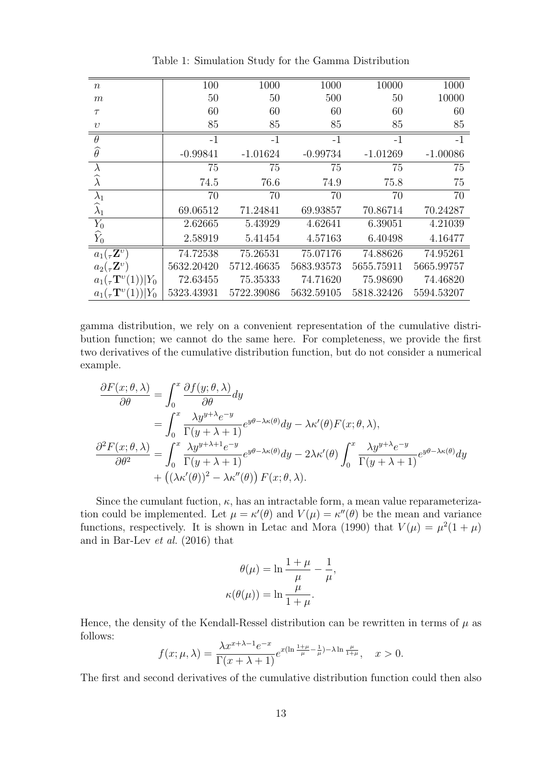Table 1: Simulation Study for the Gamma Distribution

| $n$ | 100 | 1000 | 1000 | 10000 | 1000 |
|---|---|---|---|---|---|
| $m$ | 50 | 50 | 500 | 50 | 10000 |
| $\tau$ | 60 | 60 | 60 | 60 | 60 |
| $\upsilon$ | 85 | 85 | 85 | 85 | 85 |
| $\theta$ | -1 | -1 | -1 | -1 | -1 |
| $\widehat{\theta}$ | -0.99841 | -1.01624 | -0.99734 | -1.01269 | -1.00086 |
| $\lambda$ | 75 | 75 | 75 | 75 | 75 |
| $\widehat{\lambda}$ | 74.5 | 76.6 | 74.9 | 75.8 | 75 |
| $\lambda_1$ | 70 | 70 | 70 | 70 | 70 |
| $\widehat{\lambda}_1$ | 69.06512 | 71.24841 | 69.93857 | 70.86714 | 70.24287 |
| $Y_0$ | 2.62665 | 5.43929 | 4.62641 | 6.39051 | 4.21039 |
| $\widehat{Y}_0$ | 2.58919 | 5.41454 | 4.57163 | 6.40498 | 4.16477 |
| $a_1({}_\tau\mathbf{Z}^\upsilon)$ | 74.72538 | 75.26531 | 75.07176 | 74.88626 | 74.95261 |
| $a_2({}_\tau\mathbf{Z}^\upsilon)$ | 5632.20420 | 5712.46635 | 5683.93573 | 5655.75911 | 5665.99757 |
| $a_1({}_\tau\mathbf{T}^\upsilon(1))\vert Y_0$ | 72.63455 | 75.35333 | 74.71620 | 75.98690 | 74.46820 |
| $a_1({}_\tau\mathbf{T}^\upsilon(1))\vert Y_0$ | 5323.43931 | 5722.39086 | 5632.59105 | 5818.32426 | 5594.53207 |

gamma distribution, we rely on a convenient representation of the cumulative distribution function; we cannot do the same here. For completeness, we provide the first two derivatives of the cumulative distribution function, but do not consider a numerical example.

$$
\begin{aligned}
\frac{\partial F(x;\theta,\lambda)}{\partial \theta} &= \int_0^x \frac{\partial f(y;\theta,\lambda)}{\partial \theta} dy \\
&= \int_0^x \frac{\lambda y^{y+\lambda} e^{-y}}{\Gamma(y+\lambda+1)} e^{y\theta - \lambda\kappa(\theta)} dy - \lambda\kappa'(\theta) F(x;\theta,\lambda), \\
\frac{\partial^2 F(x;\theta,\lambda)}{\partial \theta^2} &= \int_0^x \frac{\lambda y^{y+\lambda+1} e^{-y}}{\Gamma(y+\lambda+1)} e^{y\theta - \lambda\kappa(\theta)} dy - 2\lambda\kappa'(\theta) \int_0^x \frac{\lambda y^{y+\lambda} e^{-y}}{\Gamma(y+\lambda+1)} e^{y\theta-\lambda\kappa(\theta)} dy \\
&\quad + \left( (\lambda\kappa'(\theta))^2 - \lambda\kappa''(\theta) \right) F(x;\theta,\lambda).
\end{aligned}
$$

Since the cumulant fuction, $\kappa$, has an intractable form, a mean value reparameterization could be implemented. Let $\mu = \kappa'(\theta)$ and $V(\mu) = \kappa''(\theta)$ be the mean and variance functions, respectively. It is shown in Letac and Mora (1990) that $V(\mu) = \mu^2(1+\mu)$ and in Bar-Lev *et al.* (2016) that

$$
\begin{aligned}
\theta(\mu) &= \ln \frac{1+\mu}{\mu} - \frac{1}{\mu}, \\
\kappa(\theta(\mu)) &= \ln \frac{\mu}{1+\mu}.
\end{aligned}
$$

Hence, the density of the Kendall-Ressel distribution can be rewritten in terms of $\mu$ as follows:

$$
f(x;\mu,\lambda) = \frac{\lambda x^{x+\lambda-1} e^{-x}}{\Gamma(x+\lambda+1)} e^{x(\ln \frac{1+\mu}{\mu} - \frac{1}{\mu}) - \lambda \ln \frac{\mu}{1+\mu}}, \quad x > 0.
$$

The first and second derivatives of the cumulative distribution function could then also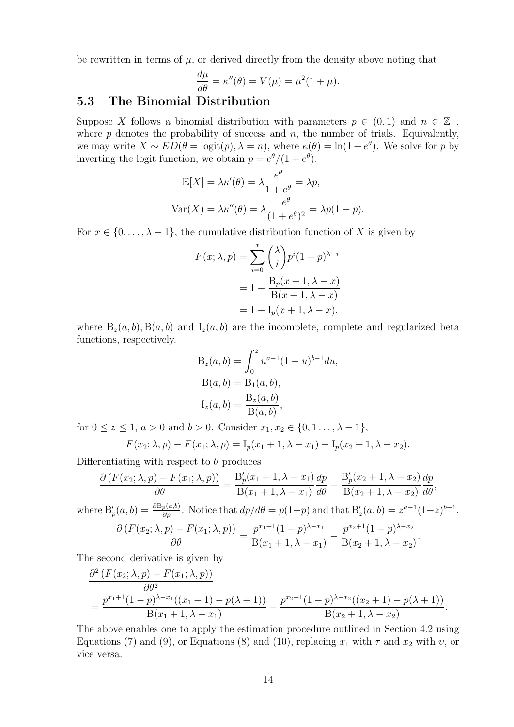be rewritten in terms of $\mu$, or derived directly from the density above noting that

$$\frac{d\mu}{d\theta} = \kappa''(\theta) = V(\mu) = \mu^2(1+\mu).$$

### 5.3 The Binomial Distribution

Suppose $X$ follows a binomial distribution with parameters $p \in (0,1)$ and $n \in \mathbb{Z}^+$, where $p$ denotes the probability of success and $n$, the number of trials. Equivalently, we may write $X \sim ED(\theta = \text{logit}(p), \lambda = n)$, where $\kappa(\theta) = \ln(1+e^\theta)$. We solve for $p$ by inverting the logit function, we obtain $p = e^\theta/(1+e^\theta)$.

$$\mathbb{E}[X] = \lambda\kappa'(\theta) = \lambda\frac{e^\theta}{1+e^\theta} = \lambda p,$$

$$\text{Var}(X) = \lambda\kappa''(\theta) = \lambda\frac{e^\theta}{(1+e^\theta)^2} = \lambda p(1-p).$$

For $x \in \{0, \ldots, \lambda-1\}$, the cumulative distribution function of $X$ is given by

$$\begin{aligned} F(x;\lambda,p) &= \sum_{i=0}^{x}\binom{\lambda}{i}p^i(1-p)^{\lambda-i} \\ &= 1 - \frac{\mathrm{B}_p(x+1,\lambda-x)}{\mathrm{B}(x+1,\lambda-x)} \\ &= 1 - \mathrm{I}_p(x+1,\lambda-x), \end{aligned}$$

where $\mathrm{B}_z(a,b), \mathrm{B}(a,b)$ and $\mathrm{I}_z(a,b)$ are the incomplete, complete and regularized beta functions, respectively.

$$\begin{aligned} \mathrm{B}_z(a,b) &= \int_0^z u^{a-1}(1-u)^{b-1}du, \\ \mathrm{B}(a,b) &= \mathrm{B}_1(a,b), \\ \mathrm{I}_z(a,b) &= \frac{\mathrm{B}_z(a,b)}{\mathrm{B}(a,b)}, \end{aligned}$$

for $0 \le z \le 1$, $a > 0$ and $b > 0$. Consider $x_1, x_2 \in \{0, 1\ldots, \lambda-1\}$,

$$F(x_2;\lambda,p) - F(x_1;\lambda,p) = \mathrm{I}_p(x_1+1,\lambda-x_1) - \mathrm{I}_p(x_2+1,\lambda-x_2).$$

Differentiating with respect to $\theta$ produces

$$\frac{\partial\left(F(x_2;\lambda,p) - F(x_1;\lambda,p)\right)}{\partial\theta} = \frac{\mathrm{B}'_p(x_1+1,\lambda-x_1)}{\mathrm{B}(x_1+1,\lambda-x_1)}\frac{dp}{d\theta} - \frac{\mathrm{B}'_p(x_2+1,\lambda-x_2)}{\mathrm{B}(x_2+1,\lambda-x_2)}\frac{dp}{d\theta},$$

where $\mathrm{B}'_p(a,b) = \frac{\partial \mathrm{B}_p(a,b)}{\partial p}$. Notice that $dp/d\theta = p(1-p)$ and that $\mathrm{B}'_z(a,b) = z^{a-1}(1-z)^{b-1}$.

$$\frac{\partial\left(F(x_2;\lambda,p) - F(x_1;\lambda,p)\right)}{\partial\theta} = \frac{p^{x_1+1}(1-p)^{\lambda-x_1}}{\mathrm{B}(x_1+1,\lambda-x_1)} - \frac{p^{x_2+1}(1-p)^{\lambda-x_2}}{\mathrm{B}(x_2+1,\lambda-x_2)}.$$

The second derivative is given by

$$\begin{aligned} &\frac{\partial^2\left(F(x_2;\lambda,p) - F(x_1;\lambda,p)\right)}{\partial\theta^2} \\ &= \frac{p^{x_1+1}(1-p)^{\lambda-x_1}((x_1+1) - p(\lambda+1))}{\mathrm{B}(x_1+1,\lambda-x_1)} - \frac{p^{x_2+1}(1-p)^{\lambda-x_2}((x_2+1) - p(\lambda+1))}{\mathrm{B}(x_2+1,\lambda-x_2)}. \end{aligned}$$

The above enables one to apply the estimation procedure outlined in Section 4.2 using Equations (7) and (9), or Equations (8) and (10), replacing $x_1$ with $\tau$ and $x_2$ with $\upsilon$, or vice versa.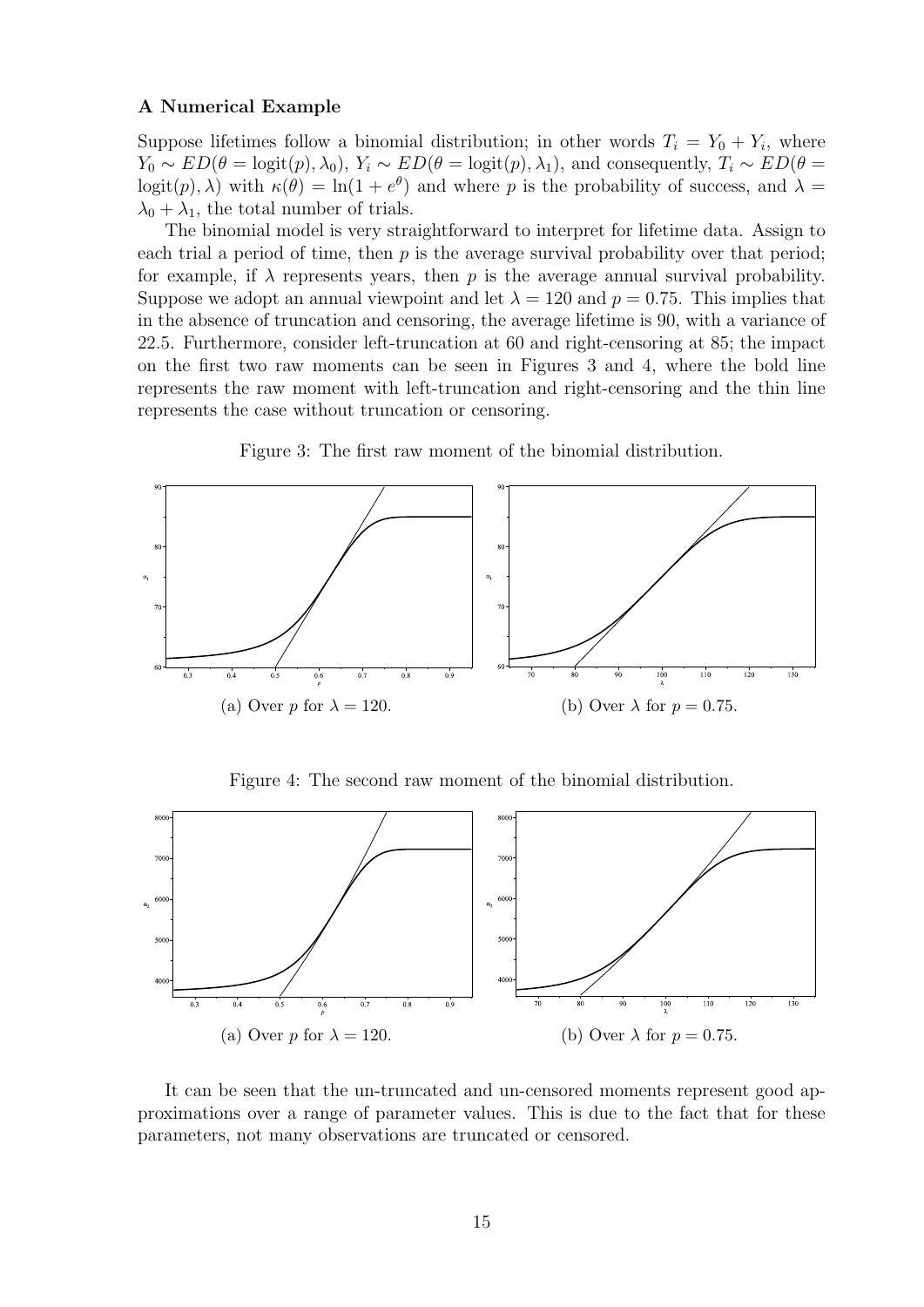### A Numerical Example

Suppose lifetimes follow a binomial distribution; in other words $T_i = Y_0 + Y_i$, where $Y_0 \sim ED(\theta = \text{logit}(p), \lambda_0)$, $Y_i \sim ED(\theta = \text{logit}(p), \lambda_1)$, and consequently, $T_i \sim ED(\theta = \text{logit}(p), \lambda)$ with $\kappa(\theta) = \ln(1 + e^{\theta})$ and where $p$ is the probability of success, and $\lambda = \lambda_0 + \lambda_1$, the total number of trials.

The binomial model is very straightforward to interpret for lifetime data. Assign to each trial a period of time, then $p$ is the average survival probability over that period; for example, if $\lambda$ represents years, then $p$ is the average annual survival probability. Suppose we adopt an annual viewpoint and let $\lambda = 120$ and $p = 0.75$. This implies that in the absence of truncation and censoring, the average lifetime is 90, with a variance of 22.5. Furthermore, consider left-truncation at 60 and right-censoring at 85; the impact on the first two raw moments can be seen in Figures 3 and 4, where the bold line represents the raw moment with left-truncation and right-censoring and the thin line represents the case without truncation or censoring.

Figure 3: The first raw moment of the binomial distribution.

(a) Over $p$ for $\lambda = 120$.

(b) Over $\lambda$ for $p = 0.75$.

Figure 4: The second raw moment of the binomial distribution.

(a) Over $p$ for $\lambda = 120$.

(b) Over $\lambda$ for $p = 0.75$.

It can be seen that the un-truncated and un-censored moments represent good approximations over a range of parameter values. This is due to the fact that for these parameters, not many observations are truncated or censored.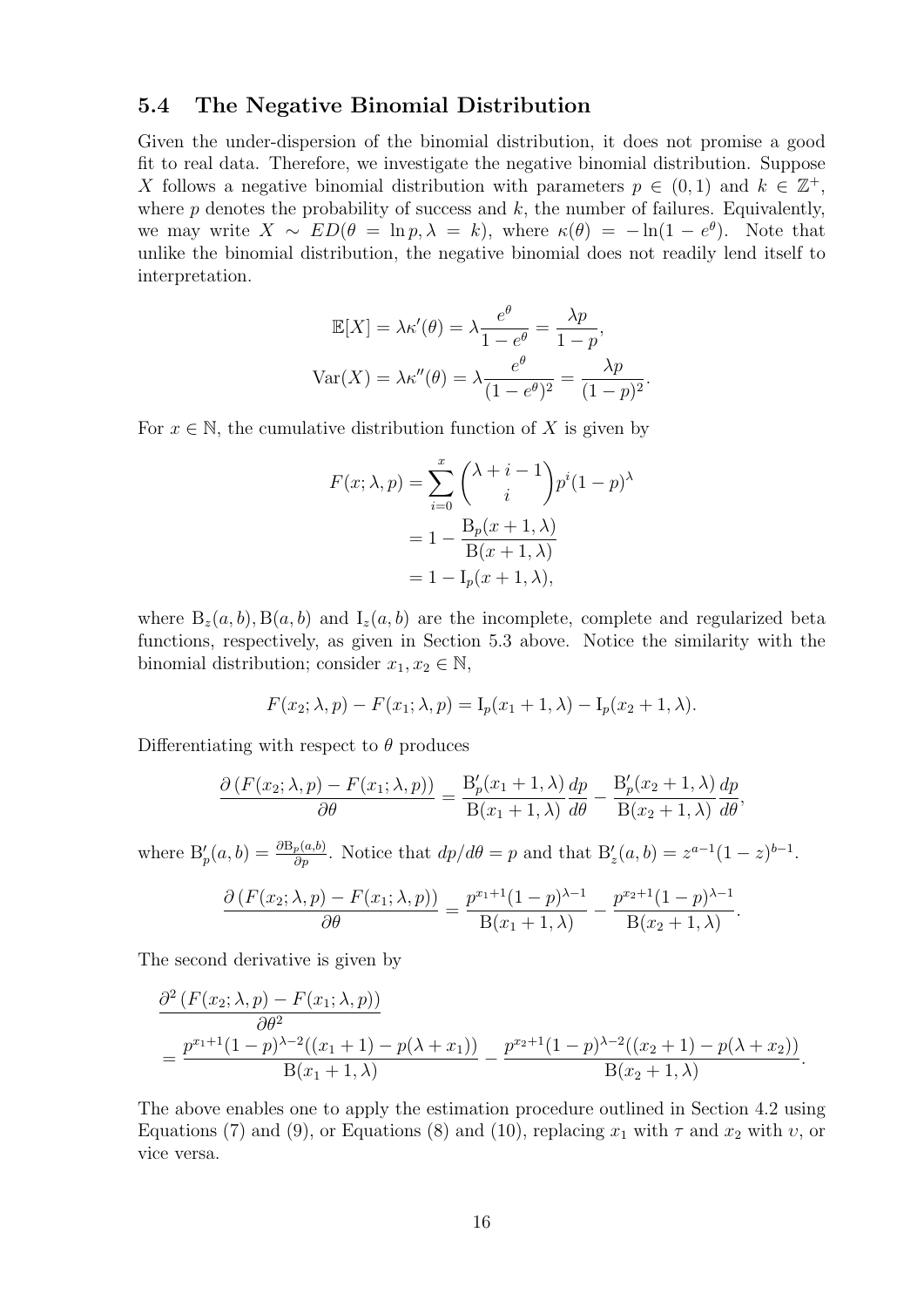### 5.4 The Negative Binomial Distribution

Given the under-dispersion of the binomial distribution, it does not promise a good fit to real data. Therefore, we investigate the negative binomial distribution. Suppose $X$ follows a negative binomial distribution with parameters $p \in (0,1)$ and $k \in \mathbb{Z}^+$, where $p$ denotes the probability of success and $k$, the number of failures. Equivalently, we may write $X \sim ED(\theta = \ln p, \lambda = k)$, where $\kappa(\theta) = -\ln(1 - e^\theta)$. Note that unlike the binomial distribution, the negative binomial does not readily lend itself to interpretation.

$$
\begin{aligned}
\mathbb{E}[X] &= \lambda \kappa'(\theta) = \lambda \frac{e^\theta}{1 - e^\theta} = \frac{\lambda p}{1 - p}, \\
\mathrm{Var}(X) &= \lambda \kappa''(\theta) = \lambda \frac{e^\theta}{(1 - e^\theta)^2} = \frac{\lambda p}{(1 - p)^2}.
\end{aligned}
$$

For $x \in \mathbb{N}$, the cumulative distribution function of $X$ is given by

$$
\begin{aligned}
F(x; \lambda, p) &= \sum_{i=0}^{x} \binom{\lambda + i - 1}{i} p^i (1 - p)^\lambda \\
&= 1 - \frac{\mathrm{B}_p(x + 1, \lambda)}{\mathrm{B}(x + 1, \lambda)} \\
&= 1 - \mathrm{I}_p(x + 1, \lambda),
\end{aligned}
$$

where $\mathrm{B}_z(a, b), \mathrm{B}(a, b)$ and $\mathrm{I}_z(a, b)$ are the incomplete, complete and regularized beta functions, respectively, as given in Section 5.3 above. Notice the similarity with the binomial distribution; consider $x_1, x_2 \in \mathbb{N}$,

$$
F(x_2; \lambda, p) - F(x_1; \lambda, p) = \mathrm{I}_p(x_1 + 1, \lambda) - \mathrm{I}_p(x_2 + 1, \lambda).
$$

Differentiating with respect to $\theta$ produces

$$
\frac{\partial \left(F(x_2; \lambda, p) - F(x_1; \lambda, p)\right)}{\partial \theta} = \frac{\mathrm{B}'_p(x_1 + 1, \lambda)}{\mathrm{B}(x_1 + 1, \lambda)} \frac{dp}{d\theta} - \frac{\mathrm{B}'_p(x_2 + 1, \lambda)}{\mathrm{B}(x_2 + 1, \lambda)} \frac{dp}{d\theta},
$$

where $\mathrm{B}'_p(a, b) = \frac{\partial \mathrm{B}_p(a,b)}{\partial p}$. Notice that $dp/d\theta = p$ and that $\mathrm{B}'_z(a, b) = z^{a-1}(1 - z)^{b-1}$.

$$
\frac{\partial \left(F(x_2; \lambda, p) - F(x_1; \lambda, p)\right)}{\partial \theta} = \frac{p^{x_1+1}(1 - p)^{\lambda - 1}}{\mathrm{B}(x_1 + 1, \lambda)} - \frac{p^{x_2+1}(1 - p)^{\lambda - 1}}{\mathrm{B}(x_2 + 1, \lambda)}.
$$

The second derivative is given by

$$
\begin{aligned}
&\frac{\partial^2 \left(F(x_2; \lambda, p) - F(x_1; \lambda, p)\right)}{\partial \theta^2} \\
&= \frac{p^{x_1+1}(1 - p)^{\lambda - 2}((x_1 + 1) - p(\lambda + x_1))}{\mathrm{B}(x_1 + 1, \lambda)} - \frac{p^{x_2+1}(1 - p)^{\lambda - 2}((x_2 + 1) - p(\lambda + x_2))}{\mathrm{B}(x_2 + 1, \lambda)}.
\end{aligned}
$$

The above enables one to apply the estimation procedure outlined in Section 4.2 using Equations (7) and (9), or Equations (8) and (10), replacing $x_1$ with $\tau$ and $x_2$ with $\upsilon$, or vice versa.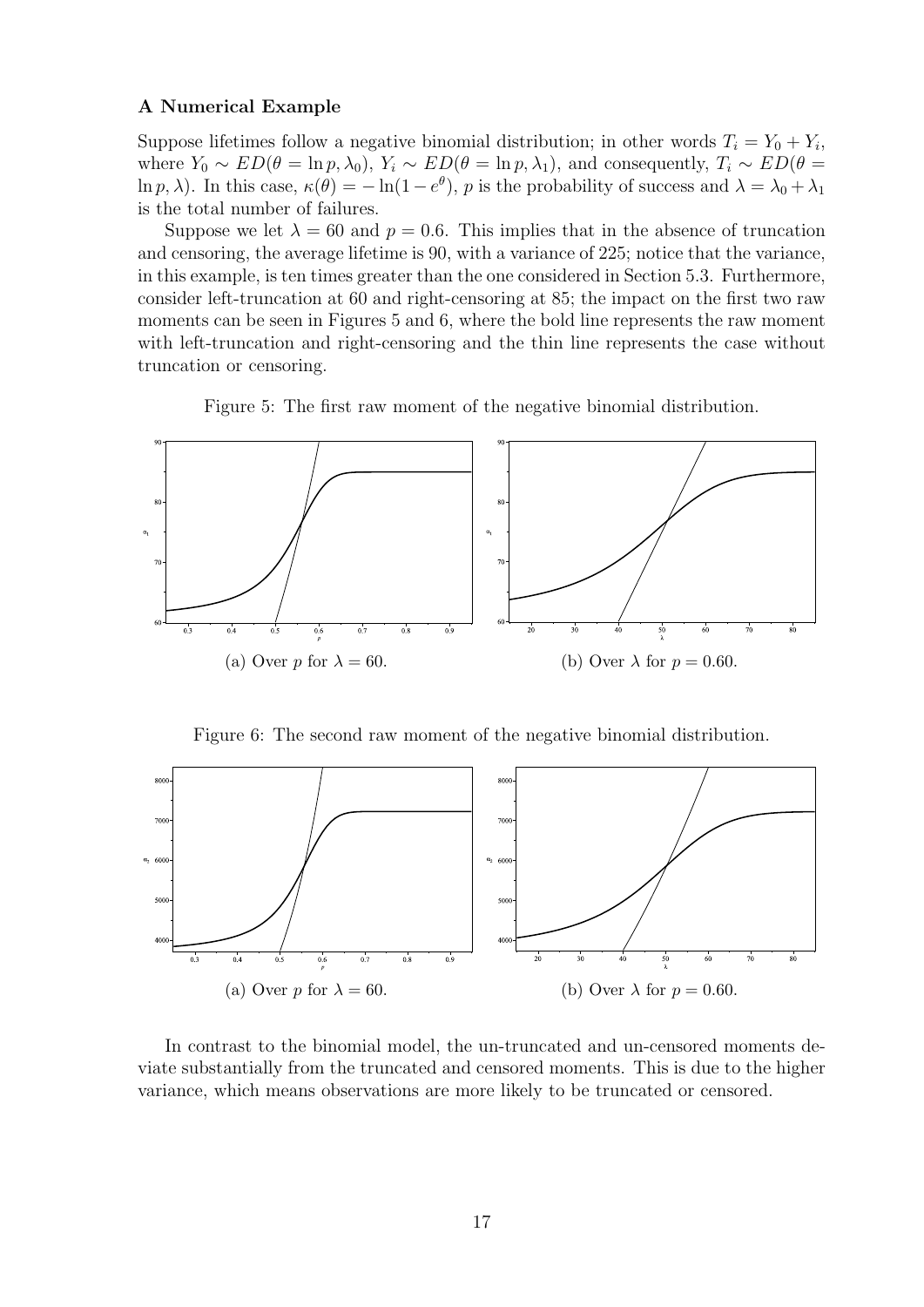**A Numerical Example**

Suppose lifetimes follow a negative binomial distribution; in other words $T_i = Y_0 + Y_i$, where $Y_0 \sim ED(\theta = \ln p, \lambda_0)$, $Y_i \sim ED(\theta = \ln p, \lambda_1)$, and consequently, $T_i \sim ED(\theta = \ln p, \lambda)$. In this case, $\kappa(\theta) = -\ln(1 - e^{\theta})$, $p$ is the probability of success and $\lambda = \lambda_0 + \lambda_1$ is the total number of failures.

Suppose we let $\lambda = 60$ and $p = 0.6$. This implies that in the absence of truncation and censoring, the average lifetime is 90, with a variance of 225; notice that the variance, in this example, is ten times greater than the one considered in Section 5.3. Furthermore, consider left-truncation at 60 and right-censoring at 85; the impact on the first two raw moments can be seen in Figures 5 and 6, where the bold line represents the raw moment with left-truncation and right-censoring and the thin line represents the case without truncation or censoring.

Figure 5: The first raw moment of the negative binomial distribution.

(a) Over $p$ for $\lambda = 60$.

(b) Over $\lambda$ for $p = 0.60$.

Figure 6: The second raw moment of the negative binomial distribution.

(a) Over $p$ for $\lambda = 60$.

(b) Over $\lambda$ for $p = 0.60$.

In contrast to the binomial model, the un-truncated and un-censored moments deviate substantially from the truncated and censored moments. This is due to the higher variance, which means observations are more likely to be truncated or censored.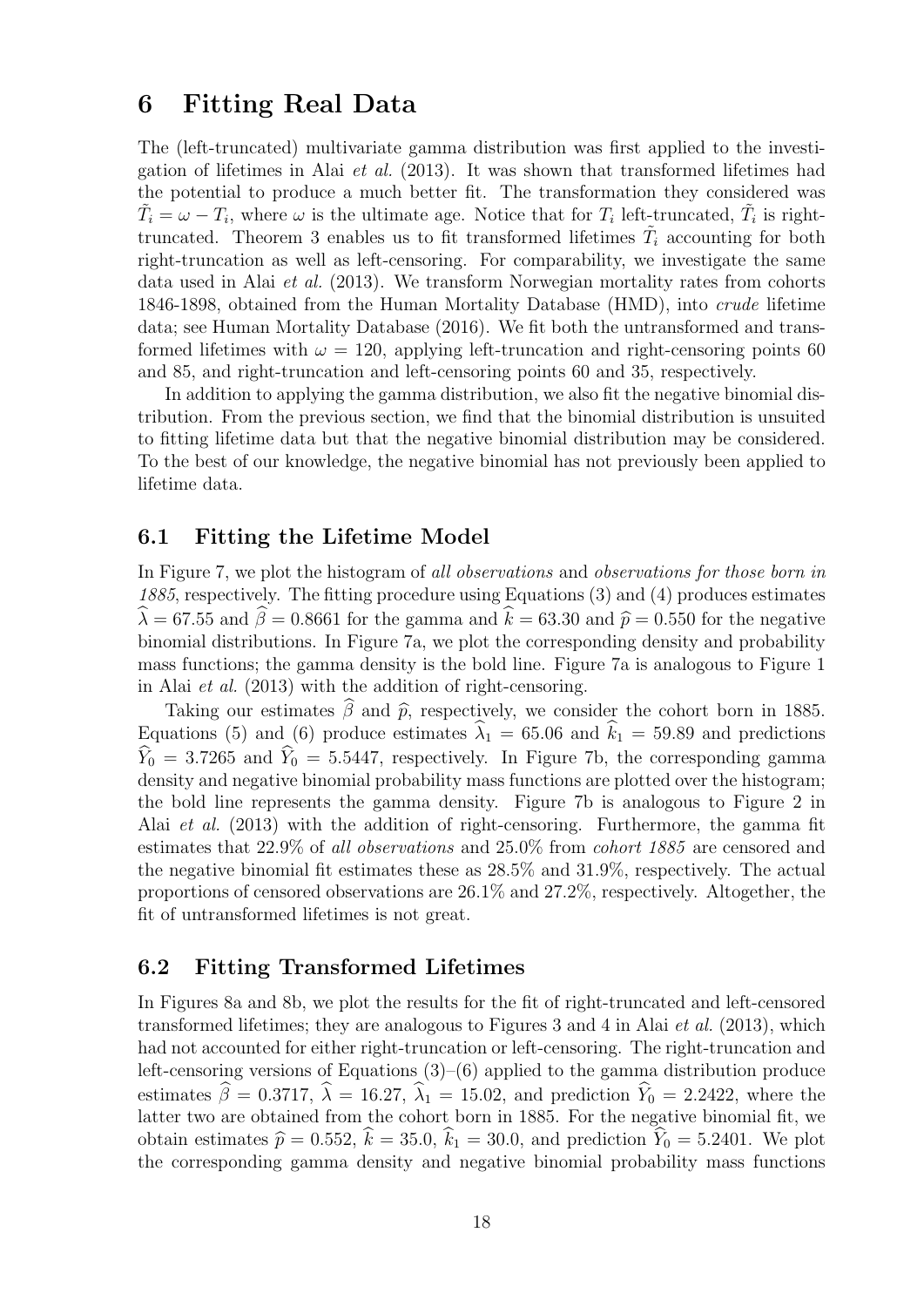# 6 Fitting Real Data

The (left-truncated) multivariate gamma distribution was first applied to the investigation of lifetimes in Alai *et al.* (2013). It was shown that transformed lifetimes had the potential to produce a much better fit. The transformation they considered was $\tilde{T}_i = \omega - T_i$, where $\omega$ is the ultimate age. Notice that for $T_i$ left-truncated, $\tilde{T}_i$ is right-truncated. Theorem 3 enables us to fit transformed lifetimes $\tilde{T}_i$ accounting for both right-truncation as well as left-censoring. For comparability, we investigate the same data used in Alai *et al.* (2013). We transform Norwegian mortality rates from cohorts 1846-1898, obtained from the Human Mortality Database (HMD), into *crude* lifetime data; see Human Mortality Database (2016). We fit both the untransformed and transformed lifetimes with $\omega = 120$, applying left-truncation and right-censoring points 60 and 85, and right-truncation and left-censoring points 60 and 35, respectively.

In addition to applying the gamma distribution, we also fit the negative binomial distribution. From the previous section, we find that the binomial distribution is unsuited to fitting lifetime data but that the negative binomial distribution may be considered. To the best of our knowledge, the negative binomial has not previously been applied to lifetime data.

## 6.1 Fitting the Lifetime Model

In Figure 7, we plot the histogram of *all observations* and *observations for those born in 1885*, respectively. The fitting procedure using Equations (3) and (4) produces estimates $\widehat{\lambda} = 67.55$ and $\widehat{\beta} = 0.8661$ for the gamma and $\widehat{k} = 63.30$ and $\widehat{p} = 0.550$ for the negative binomial distributions. In Figure 7a, we plot the corresponding density and probability mass functions; the gamma density is the bold line. Figure 7a is analogous to Figure 1 in Alai *et al.* (2013) with the addition of right-censoring.

Taking our estimates $\widehat{\beta}$ and $\widehat{p}$, respectively, we consider the cohort born in 1885. Equations (5) and (6) produce estimates $\widehat{\lambda}_1 = 65.06$ and $\widehat{k}_1 = 59.89$ and predictions $\widehat{Y}_0 = 3.7265$ and $\widehat{Y}_0 = 5.5447$, respectively. In Figure 7b, the corresponding gamma density and negative binomial probability mass functions are plotted over the histogram; the bold line represents the gamma density. Figure 7b is analogous to Figure 2 in Alai *et al.* (2013) with the addition of right-censoring. Furthermore, the gamma fit estimates that 22.9% of *all observations* and 25.0% from *cohort 1885* are censored and the negative binomial fit estimates these as 28.5% and 31.9%, respectively. The actual proportions of censored observations are 26.1% and 27.2%, respectively. Altogether, the fit of untransformed lifetimes is not great.

## 6.2 Fitting Transformed Lifetimes

In Figures 8a and 8b, we plot the results for the fit of right-truncated and left-censored transformed lifetimes; they are analogous to Figures 3 and 4 in Alai *et al.* (2013), which had not accounted for either right-truncation or left-censoring. The right-truncation and left-censoring versions of Equations (3)–(6) applied to the gamma distribution produce estimates $\widehat{\beta} = 0.3717$, $\widehat{\lambda} = 16.27$, $\widehat{\lambda}_1 = 15.02$, and prediction $\widehat{Y}_0 = 2.2422$, where the latter two are obtained from the cohort born in 1885. For the negative binomial fit, we obtain estimates $\widehat{p} = 0.552$, $\widehat{k} = 35.0$, $\widehat{k}_1 = 30.0$, and prediction $\widehat{Y}_0 = 5.2401$. We plot the corresponding gamma density and negative binomial probability mass functions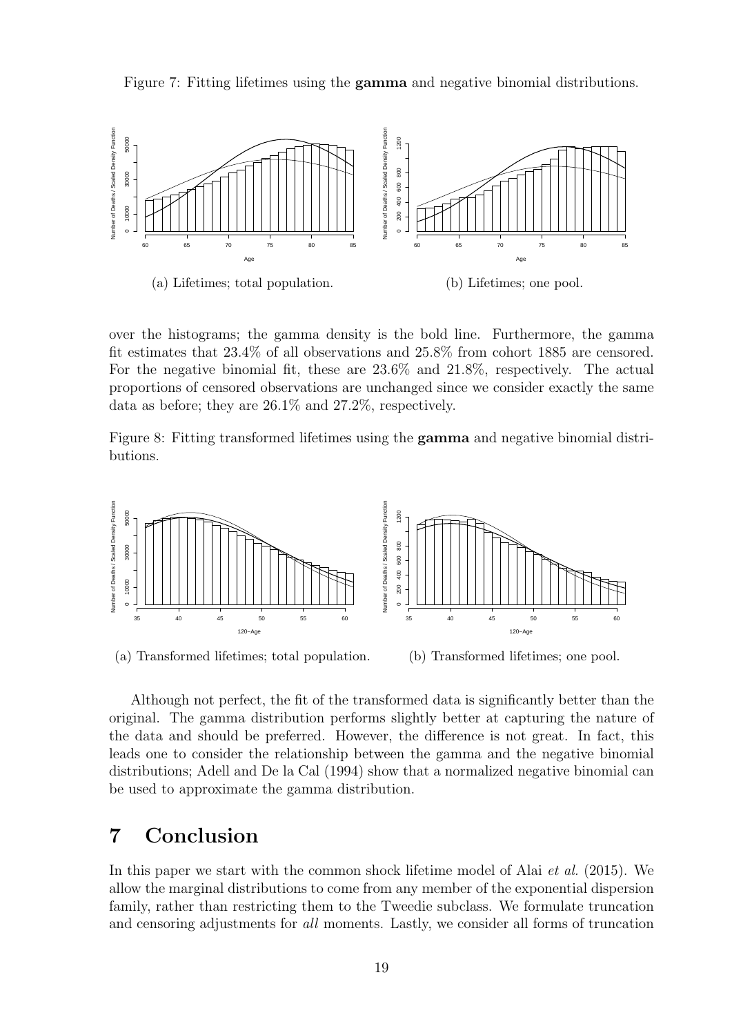Figure 7: Fitting lifetimes using the **gamma** and negative binomial distributions.

(a) Lifetimes; total population.

(b) Lifetimes; one pool.

over the histograms; the gamma density is the bold line. Furthermore, the gamma fit estimates that 23.4% of all observations and 25.8% from cohort 1885 are censored. For the negative binomial fit, these are 23.6% and 21.8%, respectively. The actual proportions of censored observations are unchanged since we consider exactly the same data as before; they are 26.1% and 27.2%, respectively.

Figure 8: Fitting transformed lifetimes using the **gamma** and negative binomial distributions.

(a) Transformed lifetimes; total population.

(b) Transformed lifetimes; one pool.

Although not perfect, the fit of the transformed data is significantly better than the original. The gamma distribution performs slightly better at capturing the nature of the data and should be preferred. However, the difference is not great. In fact, this leads one to consider the relationship between the gamma and the negative binomial distributions; Adell and De la Cal (1994) show that a normalized negative binomial can be used to approximate the gamma distribution.

# 7 Conclusion

In this paper we start with the common shock lifetime model of Alai *et al.* (2015). We allow the marginal distributions to come from any member of the exponential dispersion family, rather than restricting them to the Tweedie subclass. We formulate truncation and censoring adjustments for *all* moments. Lastly, we consider all forms of truncation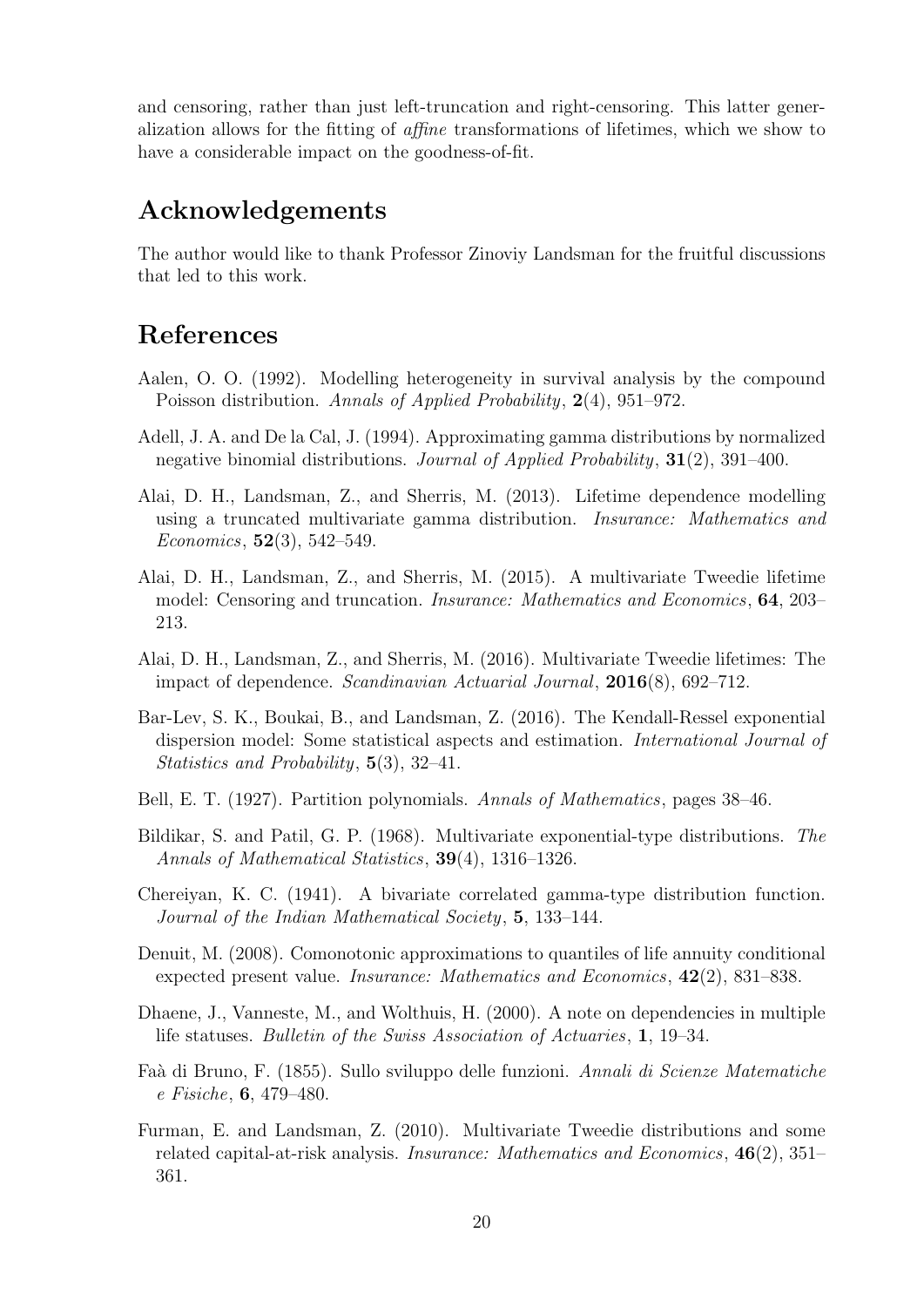and censoring, rather than just left-truncation and right-censoring. This latter generalization allows for the fitting of *affine* transformations of lifetimes, which we show to have a considerable impact on the goodness-of-fit.

## Acknowledgements

The author would like to thank Professor Zinoviy Landsman for the fruitful discussions that led to this work.

## References

Aalen, O. O. (1992). Modelling heterogeneity in survival analysis by the compound Poisson distribution. *Annals of Applied Probability*, **2**(4), 951–972.

Adell, J. A. and De la Cal, J. (1994). Approximating gamma distributions by normalized negative binomial distributions. *Journal of Applied Probability*, **31**(2), 391–400.

Alai, D. H., Landsman, Z., and Sherris, M. (2013). Lifetime dependence modelling using a truncated multivariate gamma distribution. *Insurance: Mathematics and Economics*, **52**(3), 542–549.

Alai, D. H., Landsman, Z., and Sherris, M. (2015). A multivariate Tweedie lifetime model: Censoring and truncation. *Insurance: Mathematics and Economics*, **64**, 203–213.

Alai, D. H., Landsman, Z., and Sherris, M. (2016). Multivariate Tweedie lifetimes: The impact of dependence. *Scandinavian Actuarial Journal*, **2016**(8), 692–712.

Bar-Lev, S. K., Boukai, B., and Landsman, Z. (2016). The Kendall-Ressel exponential dispersion model: Some statistical aspects and estimation. *International Journal of Statistics and Probability*, **5**(3), 32–41.

Bell, E. T. (1927). Partition polynomials. *Annals of Mathematics*, pages 38–46.

Bildikar, S. and Patil, G. P. (1968). Multivariate exponential-type distributions. *The Annals of Mathematical Statistics*, **39**(4), 1316–1326.

Chereiyan, K. C. (1941). A bivariate correlated gamma-type distribution function. *Journal of the Indian Mathematical Society*, **5**, 133–144.

Denuit, M. (2008). Comonotonic approximations to quantiles of life annuity conditional expected present value. *Insurance: Mathematics and Economics*, **42**(2), 831–838.

Dhaene, J., Vanneste, M., and Wolthuis, H. (2000). A note on dependencies in multiple life statuses. *Bulletin of the Swiss Association of Actuaries*, **1**, 19–34.

Faà di Bruno, F. (1855). Sullo sviluppo delle funzioni. *Annali di Scienze Matematiche e Fisiche*, **6**, 479–480.

Furman, E. and Landsman, Z. (2010). Multivariate Tweedie distributions and some related capital-at-risk analysis. *Insurance: Mathematics and Economics*, **46**(2), 351–361.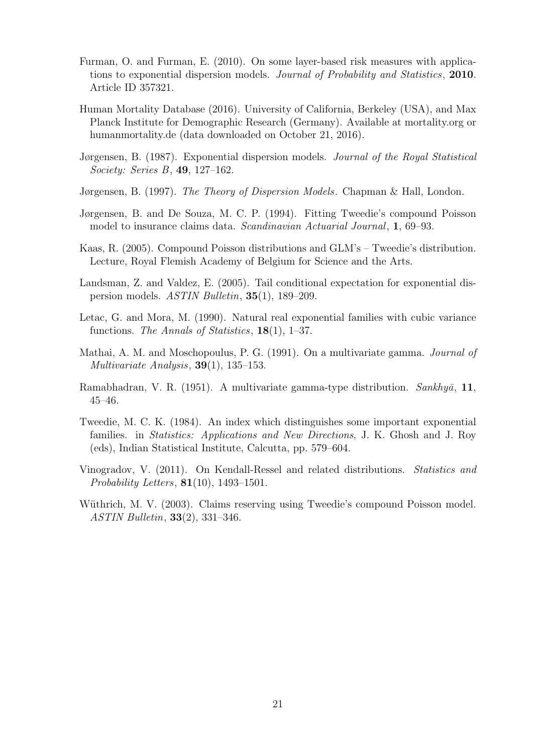Furman, O. and Furman, E. (2010). On some layer-based risk measures with applications to exponential dispersion models. *Journal of Probability and Statistics*, **2010**. Article ID 357321.

Human Mortality Database (2016). University of California, Berkeley (USA), and Max Planck Institute for Demographic Research (Germany). Available at mortality.org or humanmortality.de (data downloaded on October 21, 2016).

Jørgensen, B. (1987). Exponential dispersion models. *Journal of the Royal Statistical Society: Series B*, **49**, 127–162.

Jørgensen, B. (1997). *The Theory of Dispersion Models*. Chapman & Hall, London.

Jørgensen, B. and De Souza, M. C. P. (1994). Fitting Tweedie's compound Poisson model to insurance claims data. *Scandinavian Actuarial Journal*, **1**, 69–93.

Kaas, R. (2005). Compound Poisson distributions and GLM's – Tweedie's distribution. Lecture, Royal Flemish Academy of Belgium for Science and the Arts.

Landsman, Z. and Valdez, E. (2005). Tail conditional expectation for exponential dispersion models. *ASTIN Bulletin*, **35**(1), 189–209.

Letac, G. and Mora, M. (1990). Natural real exponential families with cubic variance functions. *The Annals of Statistics*, **18**(1), 1–37.

Mathai, A. M. and Moschopoulus, P. G. (1991). On a multivariate gamma. *Journal of Multivariate Analysis*, **39**(1), 135–153.

Ramabhadran, V. R. (1951). A multivariate gamma-type distribution. *Sankhyā*, **11**, 45–46.

Tweedie, M. C. K. (1984). An index which distinguishes some important exponential families. in *Statistics: Applications and New Directions*, J. K. Ghosh and J. Roy (eds), Indian Statistical Institute, Calcutta, pp. 579–604.

Vinogradov, V. (2011). On Kendall-Ressel and related distributions. *Statistics and Probability Letters*, **81**(10), 1493–1501.

Wüthrich, M. V. (2003). Claims reserving using Tweedie's compound Poisson model. *ASTIN Bulletin*, **33**(2), 331–346.